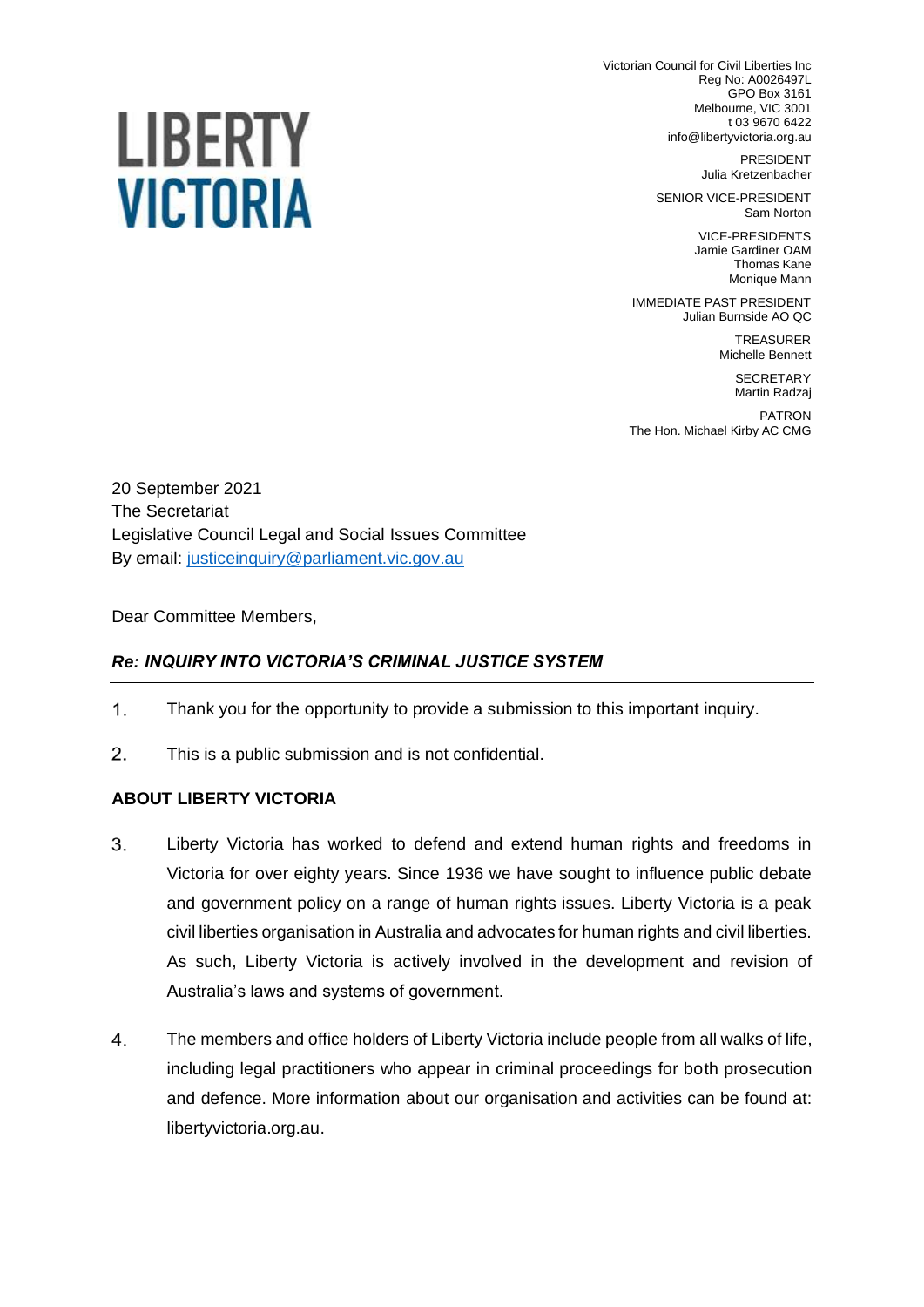# LIBERTY VICTORIA

Victorian Council for Civil Liberties Inc
Reg No: A0026497L
GPO Box 3161
Melbourne, VIC 3001
t 03 9670 6422
info@libertyvictoria.org.au

PRESIDENT
Julia Kretzenbacher

SENIOR VICE-PRESIDENT
Sam Norton

VICE-PRESIDENTS
Jamie Gardiner OAM
Thomas Kane
Monique Mann

IMMEDIATE PAST PRESIDENT
Julian Burnside AO QC

TREASURER
Michelle Bennett

SECRETARY
Martin Radzaj

PATRON
The Hon. Michael Kirby AC CMG

20 September 2021
The Secretariat
Legislative Council Legal and Social Issues Committee
By email: [justiceinquiry@parliament.vic.gov.au](mailto:justiceinquiry@parliament.vic.gov.au)

Dear Committee Members,

***Re: INQUIRY INTO VICTORIA'S CRIMINAL JUSTICE SYSTEM***

---

1. Thank you for the opportunity to provide a submission to this important inquiry.

2. This is a public submission and is not confidential.

**ABOUT LIBERTY VICTORIA**

3. Liberty Victoria has worked to defend and extend human rights and freedoms in Victoria for over eighty years. Since 1936 we have sought to influence public debate and government policy on a range of human rights issues. Liberty Victoria is a peak civil liberties organisation in Australia and advocates for human rights and civil liberties. As such, Liberty Victoria is actively involved in the development and revision of Australia's laws and systems of government.

4. The members and office holders of Liberty Victoria include people from all walks of life, including legal practitioners who appear in criminal proceedings for both prosecution and defence. More information about our organisation and activities can be found at: libertyvictoria.org.au.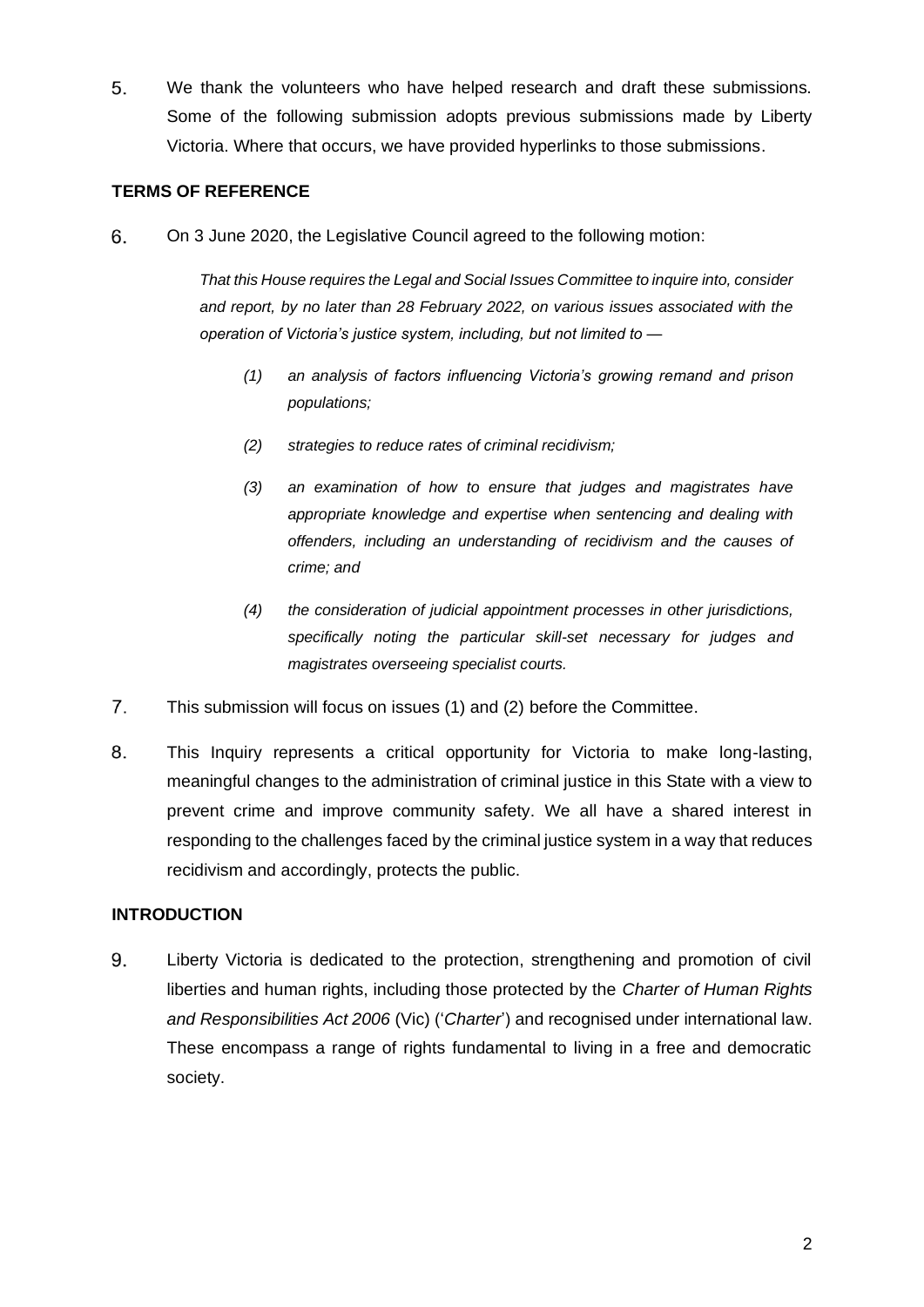5. We thank the volunteers who have helped research and draft these submissions. Some of the following submission adopts previous submissions made by Liberty Victoria. Where that occurs, we have provided hyperlinks to those submissions.

**TERMS OF REFERENCE**

6. On 3 June 2020, the Legislative Council agreed to the following motion:

> *That this House requires the Legal and Social Issues Committee to inquire into, consider and report, by no later than 28 February 2022, on various issues associated with the operation of Victoria's justice system, including, but not limited to —*
>
> *(1) an analysis of factors influencing Victoria's growing remand and prison populations;*
>
> *(2) strategies to reduce rates of criminal recidivism;*
>
> *(3) an examination of how to ensure that judges and magistrates have appropriate knowledge and expertise when sentencing and dealing with offenders, including an understanding of recidivism and the causes of crime; and*
>
> *(4) the consideration of judicial appointment processes in other jurisdictions, specifically noting the particular skill-set necessary for judges and magistrates overseeing specialist courts.*

7. This submission will focus on issues (1) and (2) before the Committee.

8. This Inquiry represents a critical opportunity for Victoria to make long-lasting, meaningful changes to the administration of criminal justice in this State with a view to prevent crime and improve community safety. We all have a shared interest in responding to the challenges faced by the criminal justice system in a way that reduces recidivism and accordingly, protects the public.

**INTRODUCTION**

9. Liberty Victoria is dedicated to the protection, strengthening and promotion of civil liberties and human rights, including those protected by the *Charter of Human Rights and Responsibilities Act 2006* (Vic) ('*Charter*') and recognised under international law. These encompass a range of rights fundamental to living in a free and democratic society.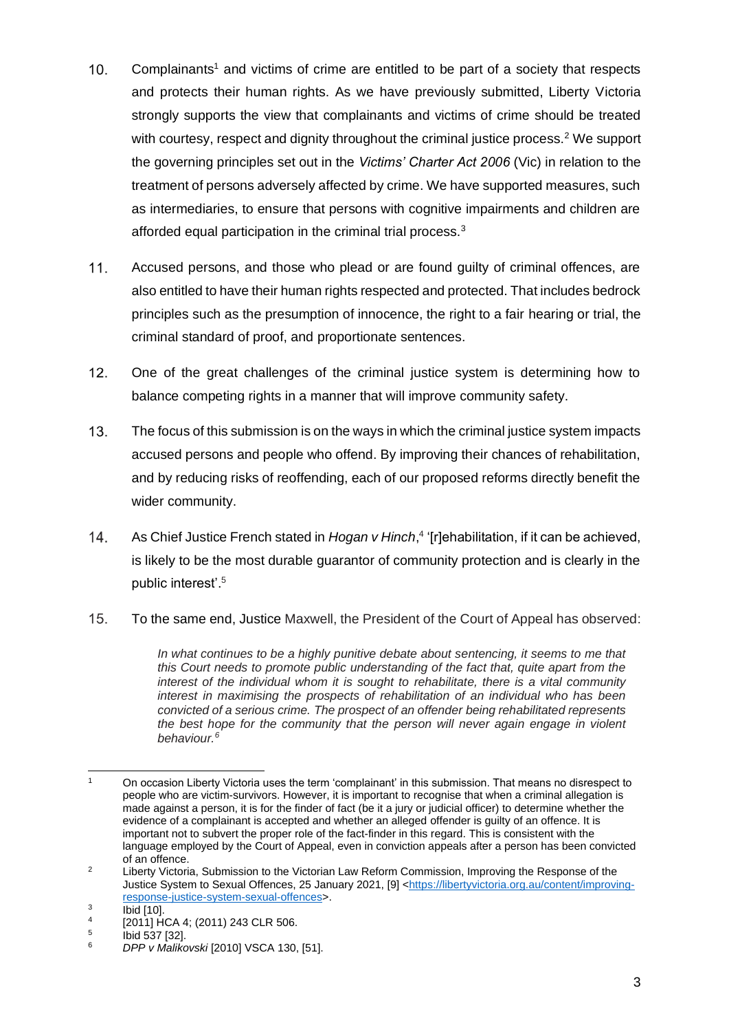10. Complainants[1] and victims of crime are entitled to be part of a society that respects and protects their human rights. As we have previously submitted, Liberty Victoria strongly supports the view that complainants and victims of crime should be treated with courtesy, respect and dignity throughout the criminal justice process.[2] We support the governing principles set out in the *Victims' Charter Act 2006* (Vic) in relation to the treatment of persons adversely affected by crime. We have supported measures, such as intermediaries, to ensure that persons with cognitive impairments and children are afforded equal participation in the criminal trial process.[3]

11. Accused persons, and those who plead or are found guilty of criminal offences, are also entitled to have their human rights respected and protected. That includes bedrock principles such as the presumption of innocence, the right to a fair hearing or trial, the criminal standard of proof, and proportionate sentences.

12. One of the great challenges of the criminal justice system is determining how to balance competing rights in a manner that will improve community safety.

13. The focus of this submission is on the ways in which the criminal justice system impacts accused persons and people who offend. By improving their chances of rehabilitation, and by reducing risks of reoffending, each of our proposed reforms directly benefit the wider community.

14. As Chief Justice French stated in *Hogan v Hinch*,[4] '[r]ehabilitation, if it can be achieved, is likely to be the most durable guarantor of community protection and is clearly in the public interest'.[5]

15. To the same end, Justice Maxwell, the President of the Court of Appeal has observed:

> *In what continues to be a highly punitive debate about sentencing, it seems to me that this Court needs to promote public understanding of the fact that, quite apart from the interest of the individual whom it is sought to rehabilitate, there is a vital community interest in maximising the prospects of rehabilitation of an individual who has been convicted of a serious crime. The prospect of an offender being rehabilitated represents the best hope for the community that the person will never again engage in violent behaviour.*[6]

---

[1] On occasion Liberty Victoria uses the term 'complainant' in this submission. That means no disrespect to people who are victim-survivors. However, it is important to recognise that when a criminal allegation is made against a person, it is for the finder of fact (be it a jury or judicial officer) to determine whether the evidence of a complainant is accepted and whether an alleged offender is guilty of an offence. It is important not to subvert the proper role of the fact-finder in this regard. This is consistent with the language employed by the Court of Appeal, even in conviction appeals after a person has been convicted of an offence.

[2] Liberty Victoria, Submission to the Victorian Law Reform Commission, Improving the Response of the Justice System to Sexual Offences, 25 January 2021, [9] <https://libertyvictoria.org.au/content/improving-response-justice-system-sexual-offences>.

[3] Ibid [10].

[4] [2011] HCA 4; (2011) 243 CLR 506.

[5] Ibid 537 [32].

[6] *DPP v Malikovski* [2010] VSCA 130, [51].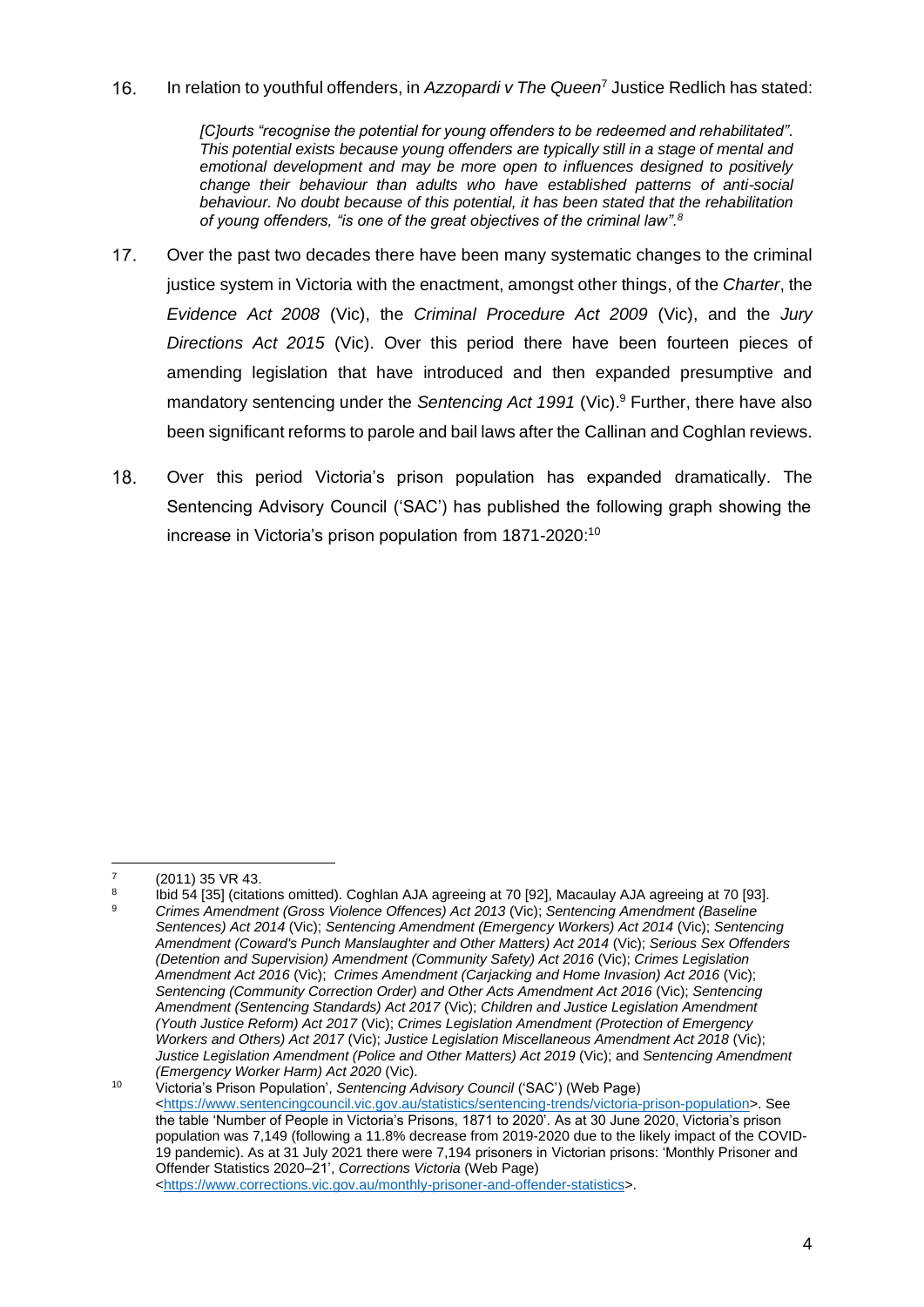16. In relation to youthful offenders, in *Azzopardi v The Queen*[7] Justice Redlich has stated:

> *[C]ourts "recognise the potential for young offenders to be redeemed and rehabilitated". This potential exists because young offenders are typically still in a stage of mental and emotional development and may be more open to influences designed to positively change their behaviour than adults who have established patterns of anti-social behaviour. No doubt because of this potential, it has been stated that the rehabilitation of young offenders, "is one of the great objectives of the criminal law".*[8]

17. Over the past two decades there have been many systematic changes to the criminal justice system in Victoria with the enactment, amongst other things, of the *Charter*, the *Evidence Act 2008* (Vic), the *Criminal Procedure Act 2009* (Vic), and the *Jury Directions Act 2015* (Vic). Over this period there have been fourteen pieces of amending legislation that have introduced and then expanded presumptive and mandatory sentencing under the *Sentencing Act 1991* (Vic).[9] Further, there have also been significant reforms to parole and bail laws after the Callinan and Coghlan reviews.

18. Over this period Victoria's prison population has expanded dramatically. The Sentencing Advisory Council ('SAC') has published the following graph showing the increase in Victoria's prison population from 1871-2020:[10]

---

[7] (2011) 35 VR 43.

[8] Ibid 54 [35] (citations omitted). Coghlan AJA agreeing at 70 [92], Macaulay AJA agreeing at 70 [93].

[9] *Crimes Amendment (Gross Violence Offences) Act 2013* (Vic); *Sentencing Amendment (Baseline Sentences) Act 2014* (Vic); *Sentencing Amendment (Emergency Workers) Act 2014* (Vic); *Sentencing Amendment (Coward's Punch Manslaughter and Other Matters) Act 2014* (Vic); *Serious Sex Offenders (Detention and Supervision) Amendment (Community Safety) Act 2016* (Vic); *Crimes Legislation Amendment Act 2016* (Vic); *Crimes Amendment (Carjacking and Home Invasion) Act 2016* (Vic); *Sentencing (Community Correction Order) and Other Acts Amendment Act 2016* (Vic); *Sentencing Amendment (Sentencing Standards) Act 2017* (Vic); *Children and Justice Legislation Amendment (Youth Justice Reform) Act 2017* (Vic); *Crimes Legislation Amendment (Protection of Emergency Workers and Others) Act 2017* (Vic); *Justice Legislation Miscellaneous Amendment Act 2018* (Vic); *Justice Legislation Amendment (Police and Other Matters) Act 2019* (Vic); and *Sentencing Amendment (Emergency Worker Harm) Act 2020* (Vic).

[10] Victoria's Prison Population', *Sentencing Advisory Council* ('SAC') (Web Page) <https://www.sentencingcouncil.vic.gov.au/statistics/sentencing-trends/victoria-prison-population>. See the table 'Number of People in Victoria's Prisons, 1871 to 2020'. As at 30 June 2020, Victoria's prison population was 7,149 (following a 11.8% decrease from 2019-2020 due to the likely impact of the COVID-19 pandemic). As at 31 July 2021 there were 7,194 prisoners in Victorian prisons: 'Monthly Prisoner and Offender Statistics 2020–21', *Corrections Victoria* (Web Page) <https://www.corrections.vic.gov.au/monthly-prisoner-and-offender-statistics>.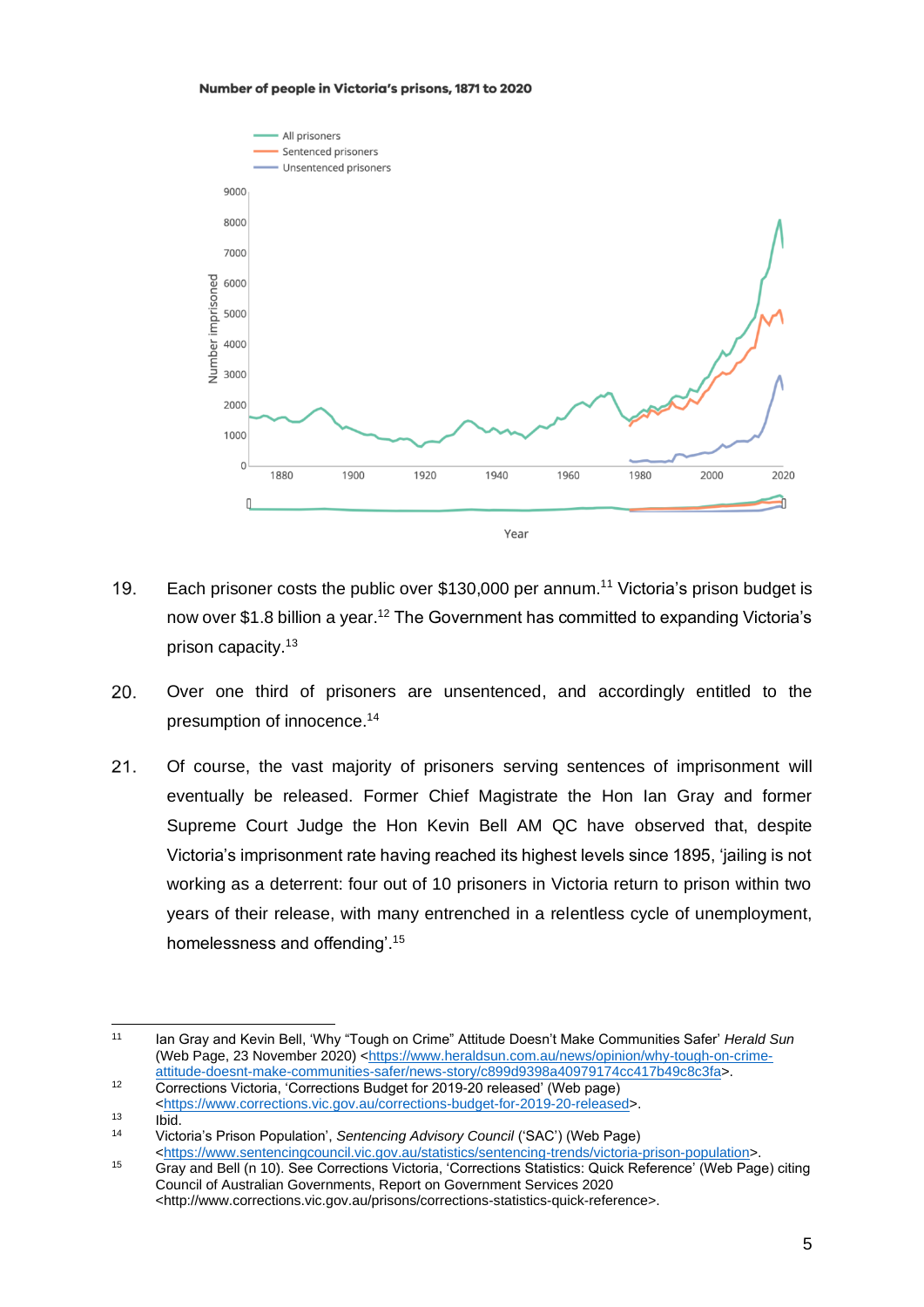**Number of people in Victoria's prisons, 1871 to 2020**

19. Each prisoner costs the public over $130,000 per annum.[11] Victoria's prison budget is now over $1.8 billion a year.[12] The Government has committed to expanding Victoria's prison capacity.[13]

20. Over one third of prisoners are unsentenced, and accordingly entitled to the presumption of innocence.[14]

21. Of course, the vast majority of prisoners serving sentences of imprisonment will eventually be released. Former Chief Magistrate the Hon Ian Gray and former Supreme Court Judge the Hon Kevin Bell AM QC have observed that, despite Victoria's imprisonment rate having reached its highest levels since 1895, 'jailing is not working as a deterrent: four out of 10 prisoners in Victoria return to prison within two years of their release, with many entrenched in a relentless cycle of unemployment, homelessness and offending'.[15]

---

[11] Ian Gray and Kevin Bell, 'Why "Tough on Crime" Attitude Doesn't Make Communities Safer' *Herald Sun* (Web Page, 23 November 2020) <https://www.heraldsun.com.au/news/opinion/why-tough-on-crime-attitude-doesnt-make-communities-safer/news-story/c899d9398a40979174cc417b49c8c3fa>.

[12] Corrections Victoria, 'Corrections Budget for 2019-20 released' (Web page) <https://www.corrections.vic.gov.au/corrections-budget-for-2019-20-released>.

[13] Ibid.

[14] Victoria's Prison Population', *Sentencing Advisory Council* ('SAC') (Web Page) <https://www.sentencingcouncil.vic.gov.au/statistics/sentencing-trends/victoria-prison-population>.

[15] Gray and Bell (n 10). See Corrections Victoria, 'Corrections Statistics: Quick Reference' (Web Page) citing Council of Australian Governments, Report on Government Services 2020 <http://www.corrections.vic.gov.au/prisons/corrections-statistics-quick-reference>.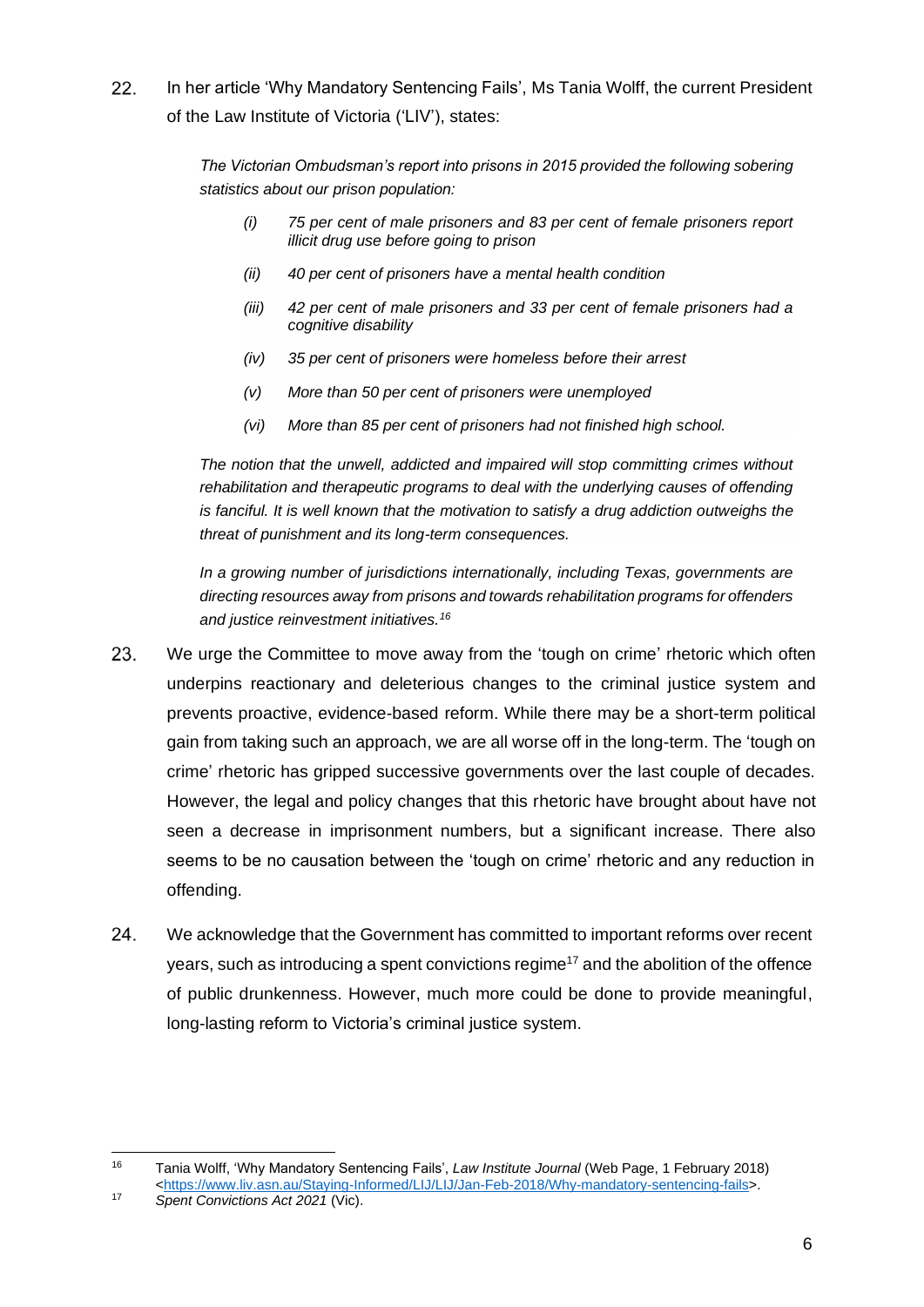22. In her article 'Why Mandatory Sentencing Fails', Ms Tania Wolff, the current President of the Law Institute of Victoria ('LIV'), states:

> *The Victorian Ombudsman's report into prisons in 2015 provided the following sobering statistics about our prison population:*
>
> *(i) 75 per cent of male prisoners and 83 per cent of female prisoners report illicit drug use before going to prison*
>
> *(ii) 40 per cent of prisoners have a mental health condition*
>
> *(iii) 42 per cent of male prisoners and 33 per cent of female prisoners had a cognitive disability*
>
> *(iv) 35 per cent of prisoners were homeless before their arrest*
>
> *(v) More than 50 per cent of prisoners were unemployed*
>
> *(vi) More than 85 per cent of prisoners had not finished high school.*
>
> *The notion that the unwell, addicted and impaired will stop committing crimes without rehabilitation and therapeutic programs to deal with the underlying causes of offending is fanciful. It is well known that the motivation to satisfy a drug addiction outweighs the threat of punishment and its long-term consequences.*
>
> *In a growing number of jurisdictions internationally, including Texas, governments are directing resources away from prisons and towards rehabilitation programs for offenders and justice reinvestment initiatives.*[16]

23. We urge the Committee to move away from the 'tough on crime' rhetoric which often underpins reactionary and deleterious changes to the criminal justice system and prevents proactive, evidence-based reform. While there may be a short-term political gain from taking such an approach, we are all worse off in the long-term. The 'tough on crime' rhetoric has gripped successive governments over the last couple of decades. However, the legal and policy changes that this rhetoric have brought about have not seen a decrease in imprisonment numbers, but a significant increase. There also seems to be no causation between the 'tough on crime' rhetoric and any reduction in offending.

24. We acknowledge that the Government has committed to important reforms over recent years, such as introducing a spent convictions regime[17] and the abolition of the offence of public drunkenness. However, much more could be done to provide meaningful, long-lasting reform to Victoria's criminal justice system.

---

[16] Tania Wolff, 'Why Mandatory Sentencing Fails', *Law Institute Journal* (Web Page, 1 February 2018) <https://www.liv.asn.au/Staying-Informed/LIJ/LIJ/Jan-Feb-2018/Why-mandatory-sentencing-fails>.

[17] *Spent Convictions Act 2021* (Vic).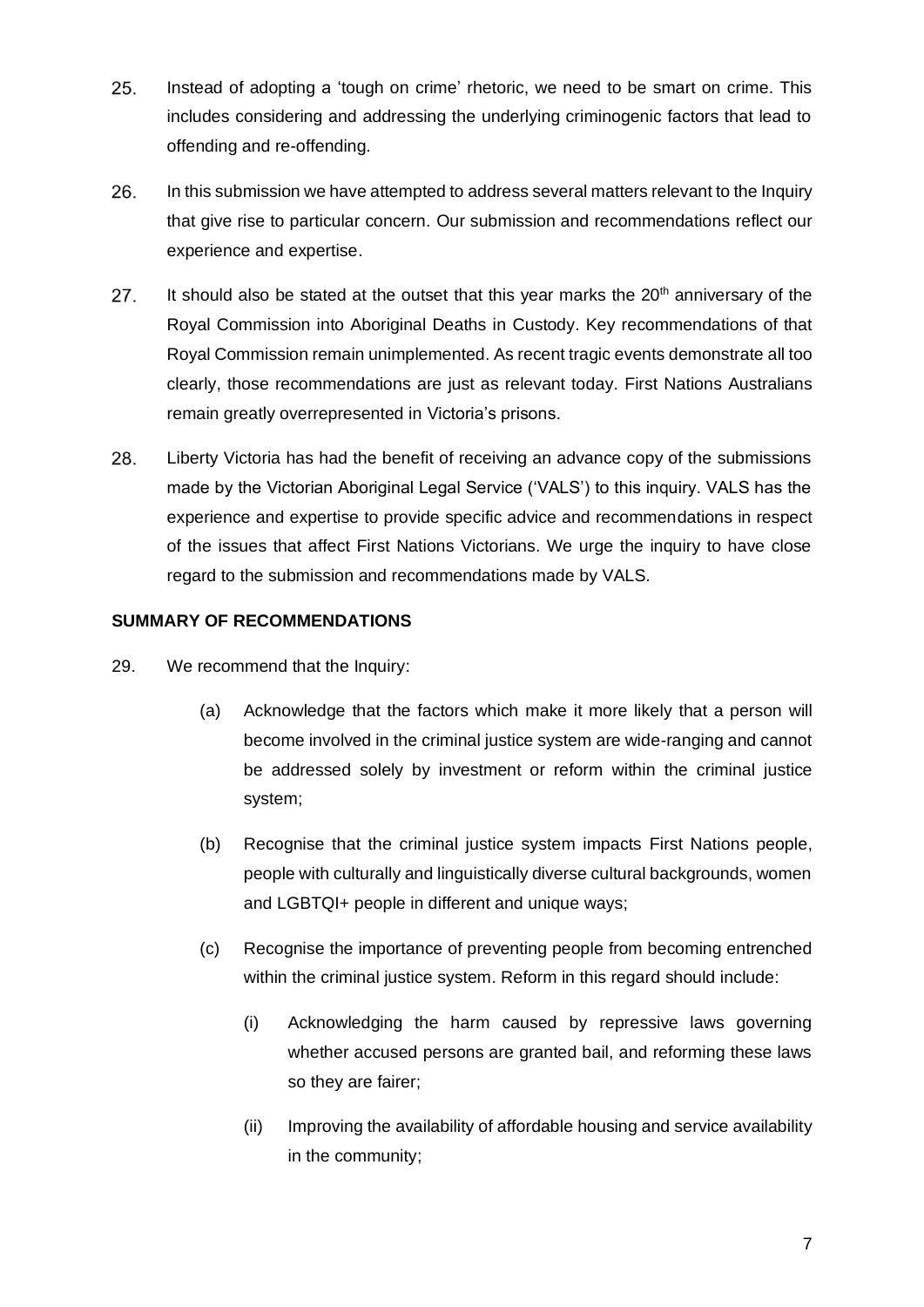25. Instead of adopting a 'tough on crime' rhetoric, we need to be smart on crime. This includes considering and addressing the underlying criminogenic factors that lead to offending and re-offending.

26. In this submission we have attempted to address several matters relevant to the Inquiry that give rise to particular concern. Our submission and recommendations reflect our experience and expertise.

27. It should also be stated at the outset that this year marks the 20th anniversary of the Royal Commission into Aboriginal Deaths in Custody. Key recommendations of that Royal Commission remain unimplemented. As recent tragic events demonstrate all too clearly, those recommendations are just as relevant today. First Nations Australians remain greatly overrepresented in Victoria's prisons.

28. Liberty Victoria has had the benefit of receiving an advance copy of the submissions made by the Victorian Aboriginal Legal Service ('VALS') to this inquiry. VALS has the experience and expertise to provide specific advice and recommendations in respect of the issues that affect First Nations Victorians. We urge the inquiry to have close regard to the submission and recommendations made by VALS.

**SUMMARY OF RECOMMENDATIONS**

29. We recommend that the Inquiry:

    (a) Acknowledge that the factors which make it more likely that a person will become involved in the criminal justice system are wide-ranging and cannot be addressed solely by investment or reform within the criminal justice system;

    (b) Recognise that the criminal justice system impacts First Nations people, people with culturally and linguistically diverse cultural backgrounds, women and LGBTQI+ people in different and unique ways;

    (c) Recognise the importance of preventing people from becoming entrenched within the criminal justice system. Reform in this regard should include:

        (i) Acknowledging the harm caused by repressive laws governing whether accused persons are granted bail, and reforming these laws so they are fairer;

        (ii) Improving the availability of affordable housing and service availability in the community;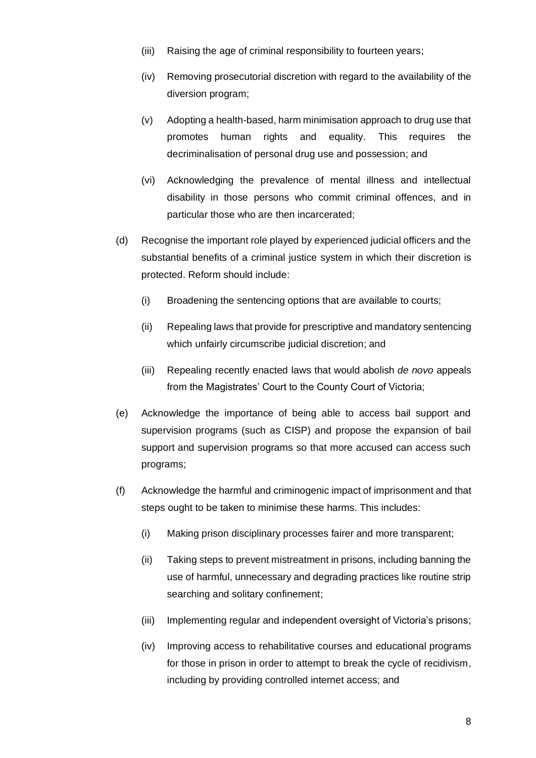(iii) Raising the age of criminal responsibility to fourteen years;

(iv) Removing prosecutorial discretion with regard to the availability of the diversion program;

(v) Adopting a health-based, harm minimisation approach to drug use that promotes human rights and equality. This requires the decriminalisation of personal drug use and possession; and

(vi) Acknowledging the prevalence of mental illness and intellectual disability in those persons who commit criminal offences, and in particular those who are then incarcerated;

(d) Recognise the important role played by experienced judicial officers and the substantial benefits of a criminal justice system in which their discretion is protected. Reform should include:

(i) Broadening the sentencing options that are available to courts;

(ii) Repealing laws that provide for prescriptive and mandatory sentencing which unfairly circumscribe judicial discretion; and

(iii) Repealing recently enacted laws that would abolish *de novo* appeals from the Magistrates' Court to the County Court of Victoria;

(e) Acknowledge the importance of being able to access bail support and supervision programs (such as CISP) and propose the expansion of bail support and supervision programs so that more accused can access such programs;

(f) Acknowledge the harmful and criminogenic impact of imprisonment and that steps ought to be taken to minimise these harms. This includes:

(i) Making prison disciplinary processes fairer and more transparent;

(ii) Taking steps to prevent mistreatment in prisons, including banning the use of harmful, unnecessary and degrading practices like routine strip searching and solitary confinement;

(iii) Implementing regular and independent oversight of Victoria's prisons;

(iv) Improving access to rehabilitative courses and educational programs for those in prison in order to attempt to break the cycle of recidivism, including by providing controlled internet access; and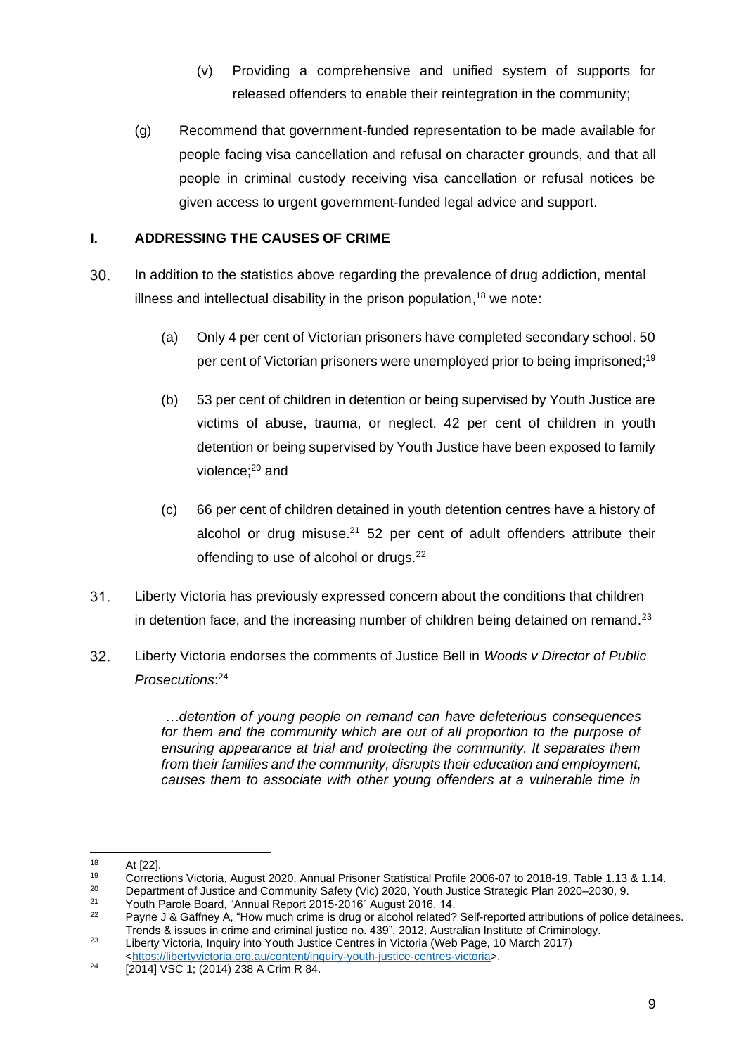(v) Providing a comprehensive and unified system of supports for released offenders to enable their reintegration in the community;

(g) Recommend that government-funded representation to be made available for people facing visa cancellation and refusal on character grounds, and that all people in criminal custody receiving visa cancellation or refusal notices be given access to urgent government-funded legal advice and support.

## I. ADDRESSING THE CAUSES OF CRIME

30. In addition to the statistics above regarding the prevalence of drug addiction, mental illness and intellectual disability in the prison population,[18] we note:

    (a) Only 4 per cent of Victorian prisoners have completed secondary school. 50 per cent of Victorian prisoners were unemployed prior to being imprisoned;[19]

    (b) 53 per cent of children in detention or being supervised by Youth Justice are victims of abuse, trauma, or neglect. 42 per cent of children in youth detention or being supervised by Youth Justice have been exposed to family violence;[20] and

    (c) 66 per cent of children detained in youth detention centres have a history of alcohol or drug misuse.[21] 52 per cent of adult offenders attribute their offending to use of alcohol or drugs.[22]

31. Liberty Victoria has previously expressed concern about the conditions that children in detention face, and the increasing number of children being detained on remand.[23]

32. Liberty Victoria endorses the comments of Justice Bell in *Woods v Director of Public Prosecutions*:[24]

    > *…detention of young people on remand can have deleterious consequences for them and the community which are out of all proportion to the purpose of ensuring appearance at trial and protecting the community. It separates them from their families and the community, disrupts their education and employment, causes them to associate with other young offenders at a vulnerable time in*

---

[18] At [22].

[19] Corrections Victoria, August 2020, Annual Prisoner Statistical Profile 2006-07 to 2018-19, Table 1.13 & 1.14.

[20] Department of Justice and Community Safety (Vic) 2020, Youth Justice Strategic Plan 2020–2030, 9.

[21] Youth Parole Board, "Annual Report 2015-2016" August 2016, 14.

[22] Payne J & Gaffney A, "How much crime is drug or alcohol related? Self-reported attributions of police detainees. Trends & issues in crime and criminal justice no. 439", 2012, Australian Institute of Criminology.

[23] Liberty Victoria, Inquiry into Youth Justice Centres in Victoria (Web Page, 10 March 2017) <https://libertyvictoria.org.au/content/inquiry-youth-justice-centres-victoria>.

[24] [2014] VSC 1; (2014) 238 A Crim R 84.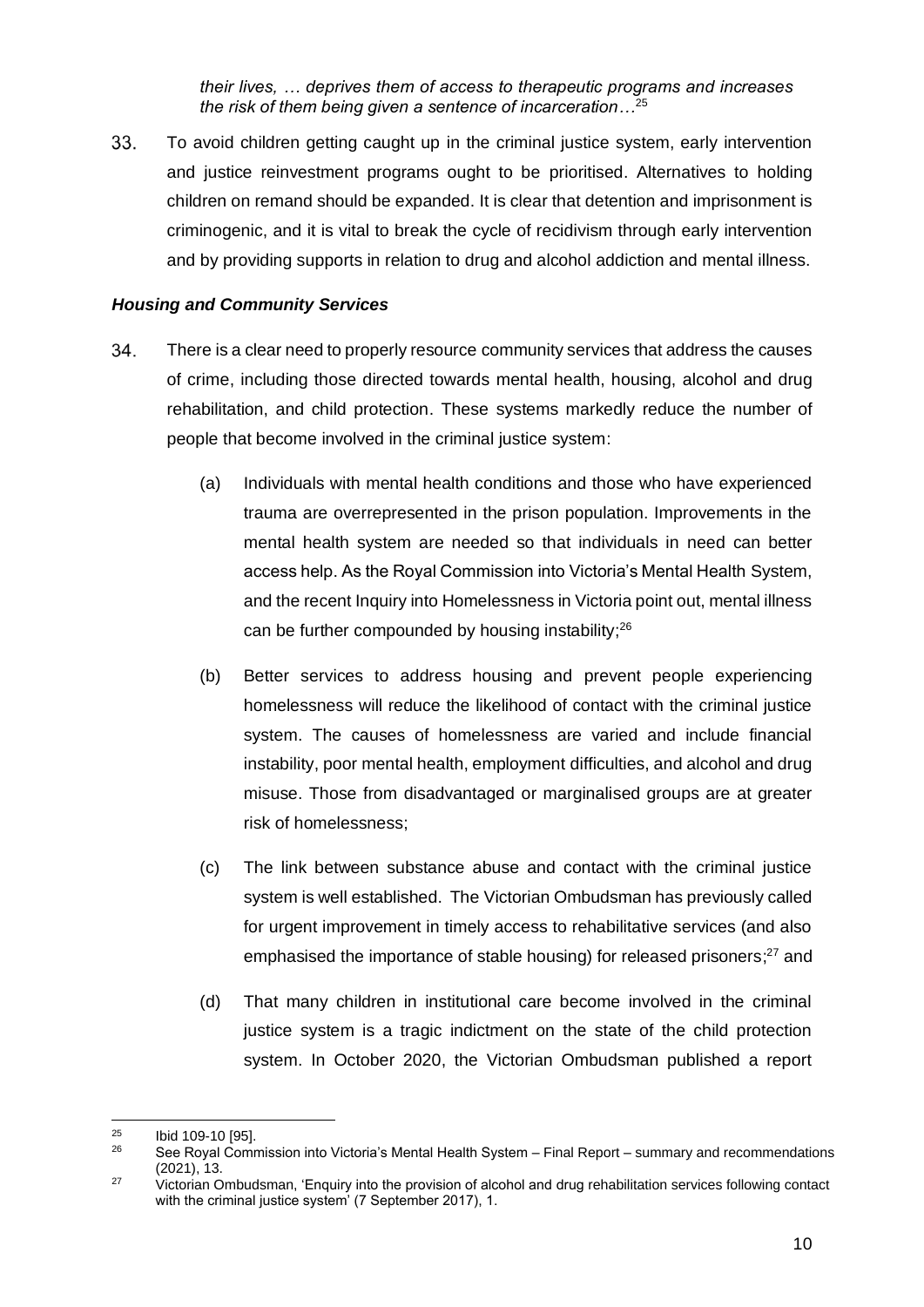*their lives, … deprives them of access to therapeutic programs and increases the risk of them being given a sentence of incarceration…*[25]

33. To avoid children getting caught up in the criminal justice system, early intervention and justice reinvestment programs ought to be prioritised. Alternatives to holding children on remand should be expanded. It is clear that detention and imprisonment is criminogenic, and it is vital to break the cycle of recidivism through early intervention and by providing supports in relation to drug and alcohol addiction and mental illness.

***Housing and Community Services***

34. There is a clear need to properly resource community services that address the causes of crime, including those directed towards mental health, housing, alcohol and drug rehabilitation, and child protection. These systems markedly reduce the number of people that become involved in the criminal justice system:

    (a) Individuals with mental health conditions and those who have experienced trauma are overrepresented in the prison population. Improvements in the mental health system are needed so that individuals in need can better access help. As the Royal Commission into Victoria's Mental Health System, and the recent Inquiry into Homelessness in Victoria point out, mental illness can be further compounded by housing instability;[26]

    (b) Better services to address housing and prevent people experiencing homelessness will reduce the likelihood of contact with the criminal justice system. The causes of homelessness are varied and include financial instability, poor mental health, employment difficulties, and alcohol and drug misuse. Those from disadvantaged or marginalised groups are at greater risk of homelessness;

    (c) The link between substance abuse and contact with the criminal justice system is well established. The Victorian Ombudsman has previously called for urgent improvement in timely access to rehabilitative services (and also emphasised the importance of stable housing) for released prisoners;[27] and

    (d) That many children in institutional care become involved in the criminal justice system is a tragic indictment on the state of the child protection system. In October 2020, the Victorian Ombudsman published a report

---

[25] Ibid 109-10 [95].

[26] See Royal Commission into Victoria's Mental Health System – Final Report – summary and recommendations (2021), 13.

[27] Victorian Ombudsman, 'Enquiry into the provision of alcohol and drug rehabilitation services following contact with the criminal justice system' (7 September 2017), 1.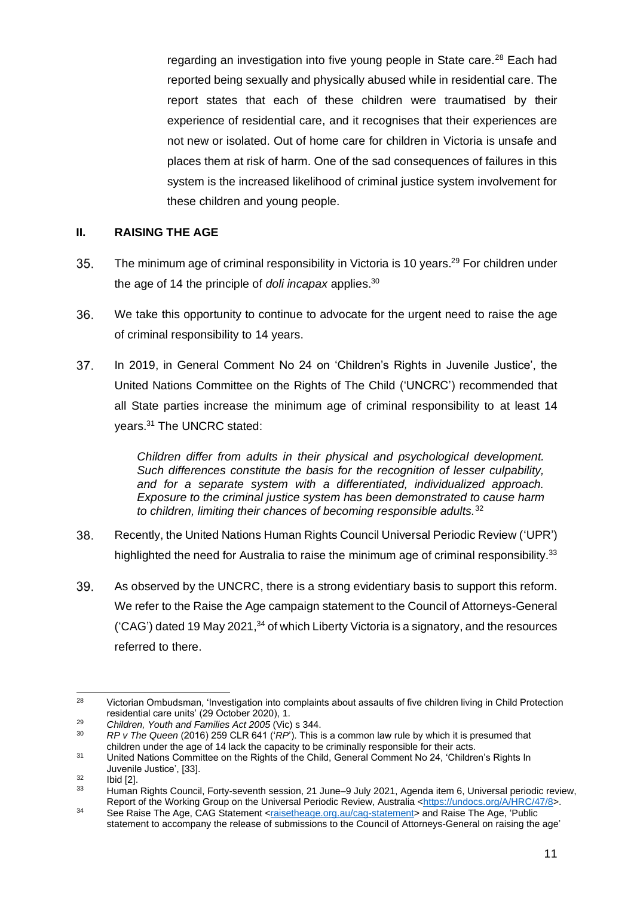regarding an investigation into five young people in State care.[28] Each had reported being sexually and physically abused while in residential care. The report states that each of these children were traumatised by their experience of residential care, and it recognises that their experiences are not new or isolated. Out of home care for children in Victoria is unsafe and places them at risk of harm. One of the sad consequences of failures in this system is the increased likelihood of criminal justice system involvement for these children and young people.

## II. RAISING THE AGE

35. The minimum age of criminal responsibility in Victoria is 10 years.[29] For children under the age of 14 the principle of *doli incapax* applies.[30]

36. We take this opportunity to continue to advocate for the urgent need to raise the age of criminal responsibility to 14 years.

37. In 2019, in General Comment No 24 on 'Children's Rights in Juvenile Justice', the United Nations Committee on the Rights of The Child ('UNCRC') recommended that all State parties increase the minimum age of criminal responsibility to at least 14 years.[31] The UNCRC stated:

> *Children differ from adults in their physical and psychological development. Such differences constitute the basis for the recognition of lesser culpability, and for a separate system with a differentiated, individualized approach. Exposure to the criminal justice system has been demonstrated to cause harm to children, limiting their chances of becoming responsible adults.*[32]

38. Recently, the United Nations Human Rights Council Universal Periodic Review ('UPR') highlighted the need for Australia to raise the minimum age of criminal responsibility.[33]

39. As observed by the UNCRC, there is a strong evidentiary basis to support this reform. We refer to the Raise the Age campaign statement to the Council of Attorneys-General ('CAG') dated 19 May 2021,[34] of which Liberty Victoria is a signatory, and the resources referred to there.

---

[28] Victorian Ombudsman, 'Investigation into complaints about assaults of five children living in Child Protection residential care units' (29 October 2020), 1.

[29] *Children, Youth and Families Act 2005* (Vic) s 344.

[30] *RP v The Queen* (2016) 259 CLR 641 ('*RP*'). This is a common law rule by which it is presumed that children under the age of 14 lack the capacity to be criminally responsible for their acts.

[31] United Nations Committee on the Rights of the Child, General Comment No 24, 'Children's Rights In Juvenile Justice', [33].

[32] Ibid [2].

[33] Human Rights Council, Forty-seventh session, 21 June–9 July 2021, Agenda item 6, Universal periodic review, Report of the Working Group on the Universal Periodic Review, Australia <https://undocs.org/A/HRC/47/8>.

[34] See Raise The Age, CAG Statement <raisetheage.org.au/cag-statement> and Raise The Age, 'Public statement to accompany the release of submissions to the Council of Attorneys-General on raising the age'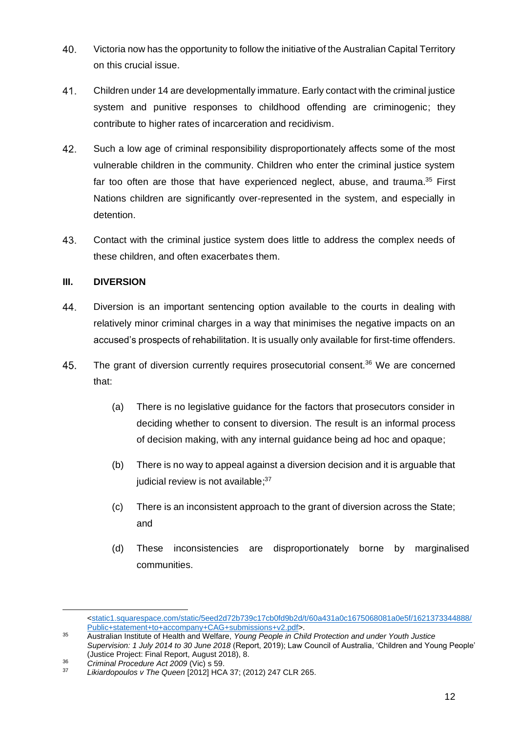40. Victoria now has the opportunity to follow the initiative of the Australian Capital Territory on this crucial issue.

41. Children under 14 are developmentally immature. Early contact with the criminal justice system and punitive responses to childhood offending are criminogenic; they contribute to higher rates of incarceration and recidivism.

42. Such a low age of criminal responsibility disproportionately affects some of the most vulnerable children in the community. Children who enter the criminal justice system far too often are those that have experienced neglect, abuse, and trauma.[35] First Nations children are significantly over-represented in the system, and especially in detention.

43. Contact with the criminal justice system does little to address the complex needs of these children, and often exacerbates them.

## III. DIVERSION

44. Diversion is an important sentencing option available to the courts in dealing with relatively minor criminal charges in a way that minimises the negative impacts on an accused's prospects of rehabilitation. It is usually only available for first-time offenders.

45. The grant of diversion currently requires prosecutorial consent.[36] We are concerned that:

    (a) There is no legislative guidance for the factors that prosecutors consider in deciding whether to consent to diversion. The result is an informal process of decision making, with any internal guidance being ad hoc and opaque;

    (b) There is no way to appeal against a diversion decision and it is arguable that judicial review is not available;[37]

    (c) There is an inconsistent approach to the grant of diversion across the State; and

    (d) These inconsistencies are disproportionately borne by marginalised communities.

---

<static1.squarespace.com/static/5eed2d72b739c17cb0fd9b2d/t/60a431a0c1675068081a0e5f/1621373344888/Public+statement+to+accompany+CAG+submissions+v2.pdf>.

[35] Australian Institute of Health and Welfare, *Young People in Child Protection and under Youth Justice Supervision: 1 July 2014 to 30 June 2018* (Report, 2019); Law Council of Australia, 'Children and Young People' (Justice Project: Final Report, August 2018), 8.

[36] *Criminal Procedure Act 2009* (Vic) s 59.

[37] *Likiardopoulos v The Queen* [2012] HCA 37; (2012) 247 CLR 265.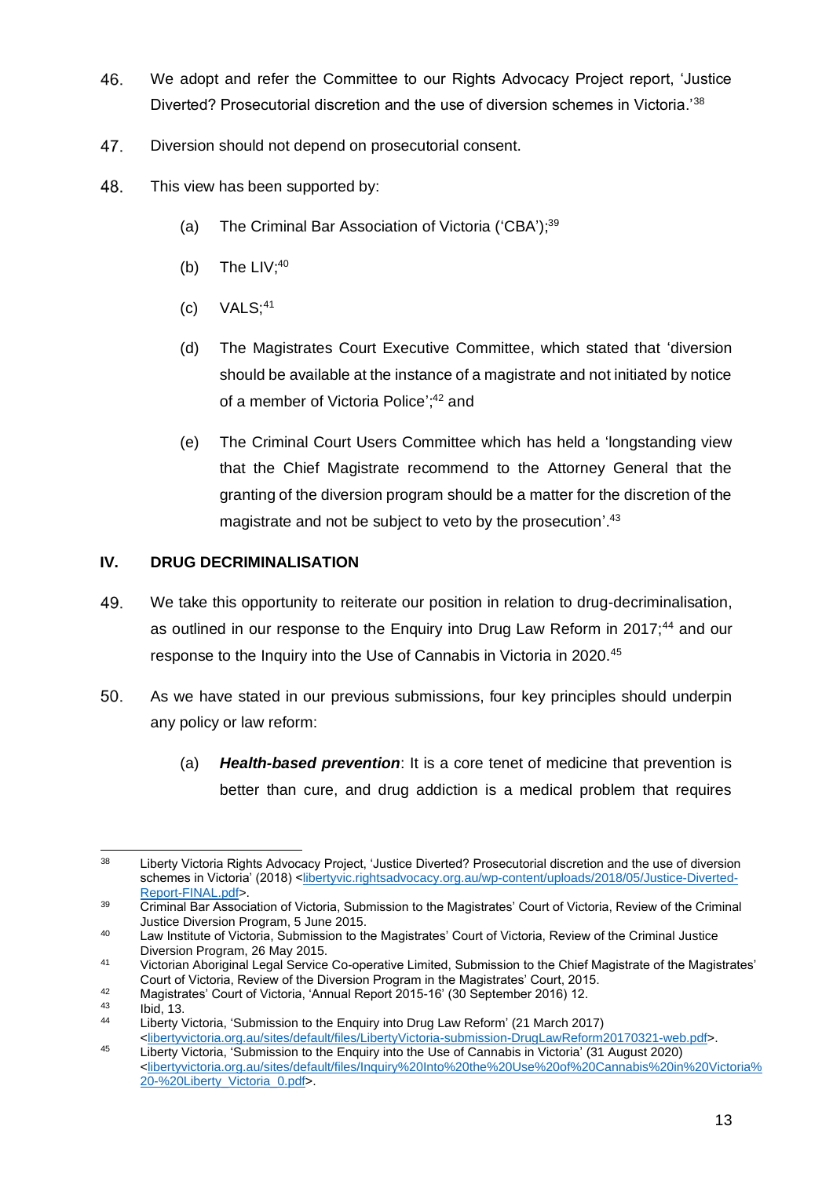46. We adopt and refer the Committee to our Rights Advocacy Project report, 'Justice Diverted? Prosecutorial discretion and the use of diversion schemes in Victoria.'[38]

47. Diversion should not depend on prosecutorial consent.

48. This view has been supported by:

    (a) The Criminal Bar Association of Victoria ('CBA');[39]

    (b) The LIV;[40]

    (c) VALS;[41]

    (d) The Magistrates Court Executive Committee, which stated that 'diversion should be available at the instance of a magistrate and not initiated by notice of a member of Victoria Police';[42] and

    (e) The Criminal Court Users Committee which has held a 'longstanding view that the Chief Magistrate recommend to the Attorney General that the granting of the diversion program should be a matter for the discretion of the magistrate and not be subject to veto by the prosecution'.[43]

## IV. DRUG DECRIMINALISATION

49. We take this opportunity to reiterate our position in relation to drug-decriminalisation, as outlined in our response to the Enquiry into Drug Law Reform in 2017;[44] and our response to the Inquiry into the Use of Cannabis in Victoria in 2020.[45]

50. As we have stated in our previous submissions, four key principles should underpin any policy or law reform:

    (a) ***Health-based prevention***: It is a core tenet of medicine that prevention is better than cure, and drug addiction is a medical problem that requires

---

[38] Liberty Victoria Rights Advocacy Project, 'Justice Diverted? Prosecutorial discretion and the use of diversion schemes in Victoria' (2018) <libertyvic.rightsadvocacy.org.au/wp-content/uploads/2018/05/Justice-Diverted-Report-FINAL.pdf>.

[39] Criminal Bar Association of Victoria, Submission to the Magistrates' Court of Victoria, Review of the Criminal Justice Diversion Program, 5 June 2015.

[40] Law Institute of Victoria, Submission to the Magistrates' Court of Victoria, Review of the Criminal Justice Diversion Program, 26 May 2015.

[41] Victorian Aboriginal Legal Service Co-operative Limited, Submission to the Chief Magistrate of the Magistrates' Court of Victoria, Review of the Diversion Program in the Magistrates' Court, 2015.

[42] Magistrates' Court of Victoria, 'Annual Report 2015-16' (30 September 2016) 12.

[43] Ibid, 13.

[44] Liberty Victoria, 'Submission to the Enquiry into Drug Law Reform' (21 March 2017) <libertyvictoria.org.au/sites/default/files/LibertyVictoria-submission-DrugLawReform20170321-web.pdf>.

[45] Liberty Victoria, 'Submission to the Enquiry into the Use of Cannabis in Victoria' (31 August 2020) <libertyvictoria.org.au/sites/default/files/Inquiry%20Into%20the%20Use%20of%20Cannabis%20in%20Victoria%20-%20Liberty_Victoria_0.pdf>.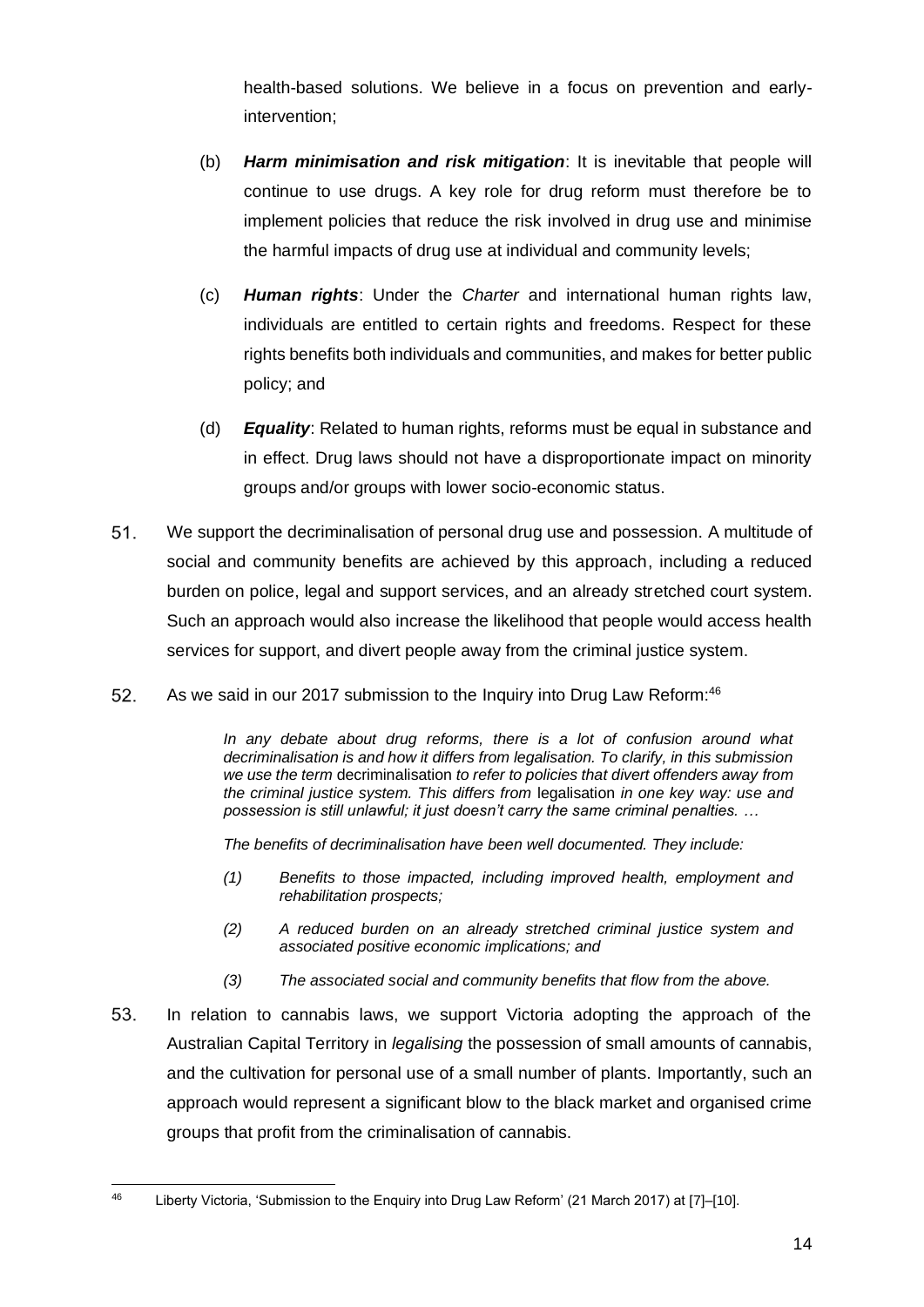health-based solutions. We believe in a focus on prevention and early-intervention;

(b) ***Harm minimisation and risk mitigation***: It is inevitable that people will continue to use drugs. A key role for drug reform must therefore be to implement policies that reduce the risk involved in drug use and minimise the harmful impacts of drug use at individual and community levels;

(c) ***Human rights***: Under the *Charter* and international human rights law, individuals are entitled to certain rights and freedoms. Respect for these rights benefits both individuals and communities, and makes for better public policy; and

(d) ***Equality***: Related to human rights, reforms must be equal in substance and in effect. Drug laws should not have a disproportionate impact on minority groups and/or groups with lower socio-economic status.

51. We support the decriminalisation of personal drug use and possession. A multitude of social and community benefits are achieved by this approach, including a reduced burden on police, legal and support services, and an already stretched court system. Such an approach would also increase the likelihood that people would access health services for support, and divert people away from the criminal justice system.

52. As we said in our 2017 submission to the Inquiry into Drug Law Reform:[46]

> *In any debate about drug reforms, there is a lot of confusion around what decriminalisation is and how it differs from legalisation. To clarify, in this submission we use the term* decriminalisation *to refer to policies that divert offenders away from the criminal justice system. This differs from* legalisation *in one key way: use and possession is still unlawful; it just doesn't carry the same criminal penalties. …*
>
> *The benefits of decriminalisation have been well documented. They include:*
>
> *(1) Benefits to those impacted, including improved health, employment and rehabilitation prospects;*
>
> *(2) A reduced burden on an already stretched criminal justice system and associated positive economic implications; and*
>
> *(3) The associated social and community benefits that flow from the above.*

53. In relation to cannabis laws, we support Victoria adopting the approach of the Australian Capital Territory in *legalising* the possession of small amounts of cannabis, and the cultivation for personal use of a small number of plants. Importantly, such an approach would represent a significant blow to the black market and organised crime groups that profit from the criminalisation of cannabis.

---

[46] Liberty Victoria, 'Submission to the Enquiry into Drug Law Reform' (21 March 2017) at [7]–[10].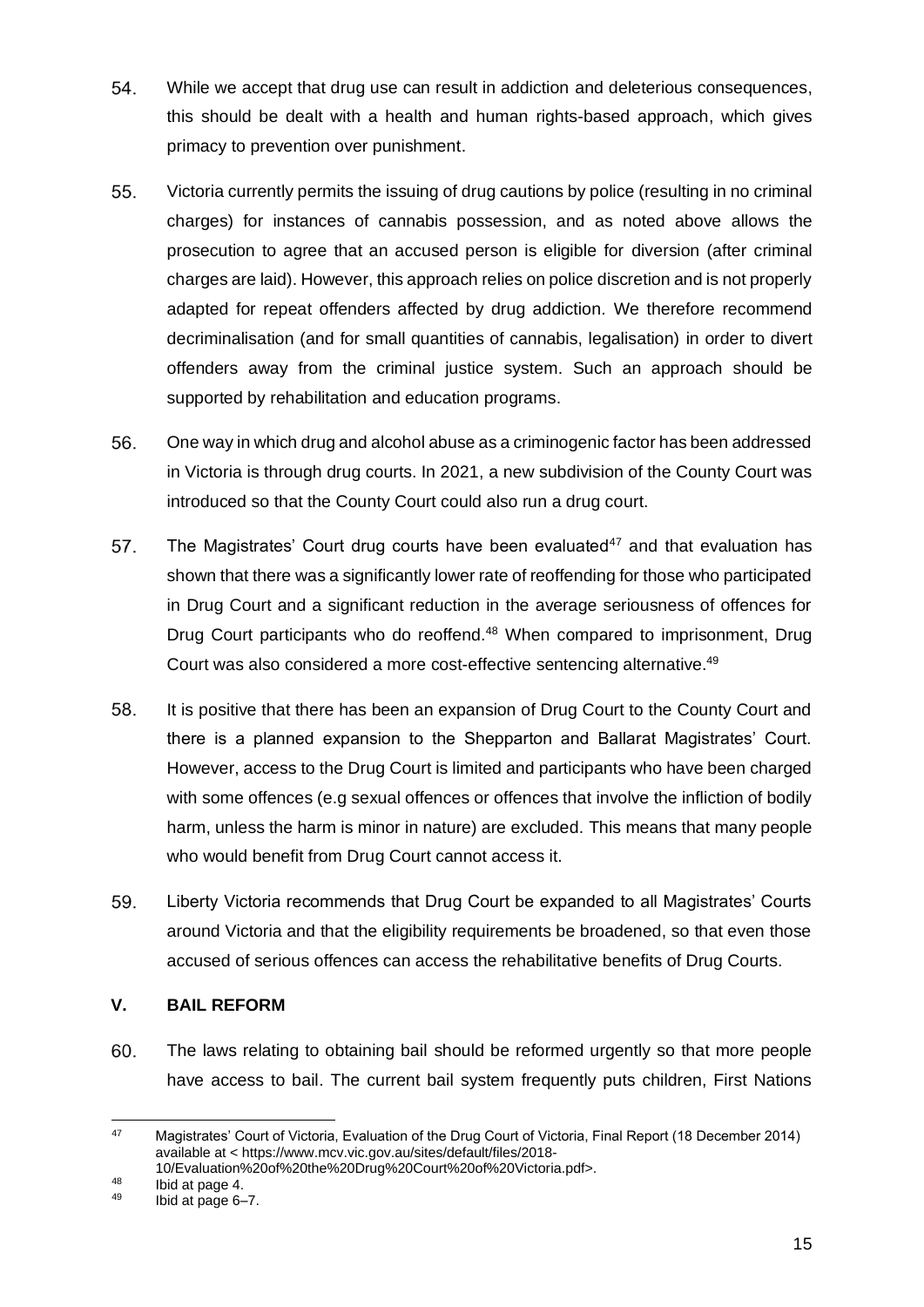54. While we accept that drug use can result in addiction and deleterious consequences, this should be dealt with a health and human rights-based approach, which gives primacy to prevention over punishment.

55. Victoria currently permits the issuing of drug cautions by police (resulting in no criminal charges) for instances of cannabis possession, and as noted above allows the prosecution to agree that an accused person is eligible for diversion (after criminal charges are laid). However, this approach relies on police discretion and is not properly adapted for repeat offenders affected by drug addiction. We therefore recommend decriminalisation (and for small quantities of cannabis, legalisation) in order to divert offenders away from the criminal justice system. Such an approach should be supported by rehabilitation and education programs.

56. One way in which drug and alcohol abuse as a criminogenic factor has been addressed in Victoria is through drug courts. In 2021, a new subdivision of the County Court was introduced so that the County Court could also run a drug court.

57. The Magistrates' Court drug courts have been evaluated[47] and that evaluation has shown that there was a significantly lower rate of reoffending for those who participated in Drug Court and a significant reduction in the average seriousness of offences for Drug Court participants who do reoffend.[48] When compared to imprisonment, Drug Court was also considered a more cost-effective sentencing alternative.[49]

58. It is positive that there has been an expansion of Drug Court to the County Court and there is a planned expansion to the Shepparton and Ballarat Magistrates' Court. However, access to the Drug Court is limited and participants who have been charged with some offences (e.g sexual offences or offences that involve the infliction of bodily harm, unless the harm is minor in nature) are excluded. This means that many people who would benefit from Drug Court cannot access it.

59. Liberty Victoria recommends that Drug Court be expanded to all Magistrates' Courts around Victoria and that the eligibility requirements be broadened, so that even those accused of serious offences can access the rehabilitative benefits of Drug Courts.

## V. BAIL REFORM

60. The laws relating to obtaining bail should be reformed urgently so that more people have access to bail. The current bail system frequently puts children, First Nations

---

[47] Magistrates' Court of Victoria, Evaluation of the Drug Court of Victoria, Final Report (18 December 2014) available at < https://www.mcv.vic.gov.au/sites/default/files/2018-10/Evaluation%20of%20the%20Drug%20Court%20of%20Victoria.pdf>.

[48] Ibid at page 4.

[49] Ibid at page 6–7.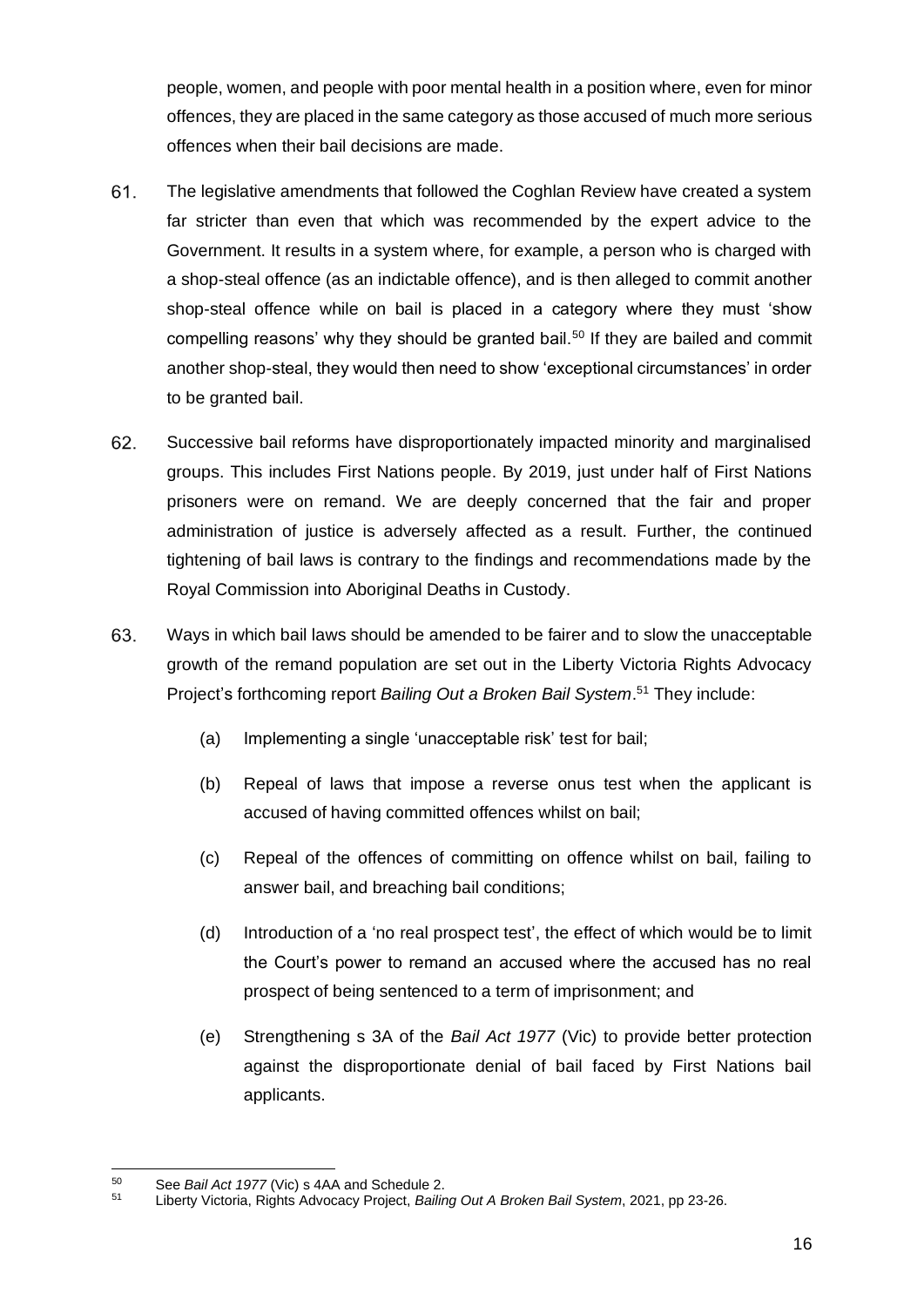people, women, and people with poor mental health in a position where, even for minor offences, they are placed in the same category as those accused of much more serious offences when their bail decisions are made.

61. The legislative amendments that followed the Coghlan Review have created a system far stricter than even that which was recommended by the expert advice to the Government. It results in a system where, for example, a person who is charged with a shop-steal offence (as an indictable offence), and is then alleged to commit another shop-steal offence while on bail is placed in a category where they must 'show compelling reasons' why they should be granted bail.[50] If they are bailed and commit another shop-steal, they would then need to show 'exceptional circumstances' in order to be granted bail.

62. Successive bail reforms have disproportionately impacted minority and marginalised groups. This includes First Nations people. By 2019, just under half of First Nations prisoners were on remand. We are deeply concerned that the fair and proper administration of justice is adversely affected as a result. Further, the continued tightening of bail laws is contrary to the findings and recommendations made by the Royal Commission into Aboriginal Deaths in Custody.

63. Ways in which bail laws should be amended to be fairer and to slow the unacceptable growth of the remand population are set out in the Liberty Victoria Rights Advocacy Project's forthcoming report *Bailing Out a Broken Bail System*.[51] They include:

   (a) Implementing a single 'unacceptable risk' test for bail;

   (b) Repeal of laws that impose a reverse onus test when the applicant is accused of having committed offences whilst on bail;

   (c) Repeal of the offences of committing on offence whilst on bail, failing to answer bail, and breaching bail conditions;

   (d) Introduction of a 'no real prospect test', the effect of which would be to limit the Court's power to remand an accused where the accused has no real prospect of being sentenced to a term of imprisonment; and

   (e) Strengthening s 3A of the *Bail Act 1977* (Vic) to provide better protection against the disproportionate denial of bail faced by First Nations bail applicants.

---

[50] See *Bail Act 1977* (Vic) s 4AA and Schedule 2.

[51] Liberty Victoria, Rights Advocacy Project, *Bailing Out A Broken Bail System*, 2021, pp 23-26.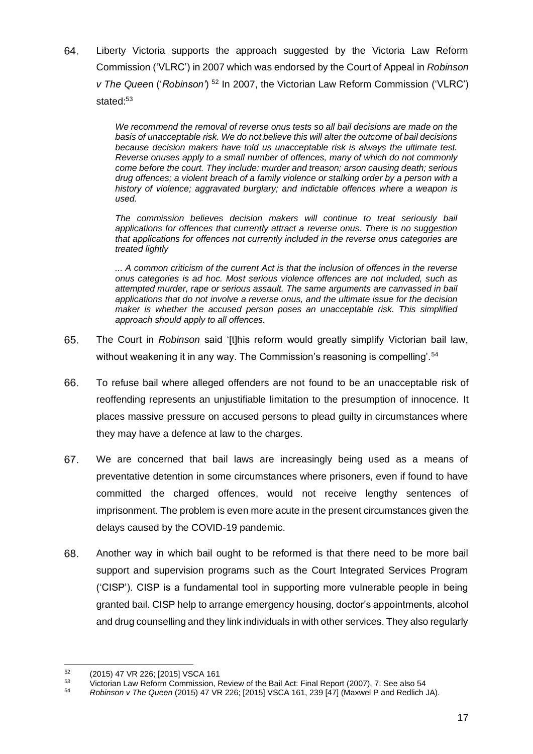64. Liberty Victoria supports the approach suggested by the Victoria Law Reform Commission ('VLRC') in 2007 which was endorsed by the Court of Appeal in *Robinson v The Queen* ('*Robinson*')[52] In 2007, the Victorian Law Reform Commission ('VLRC') stated:[53]

> *We recommend the removal of reverse onus tests so all bail decisions are made on the basis of unacceptable risk. We do not believe this will alter the outcome of bail decisions because decision makers have told us unacceptable risk is always the ultimate test. Reverse onuses apply to a small number of offences, many of which do not commonly come before the court. They include: murder and treason; arson causing death; serious drug offences; a violent breach of a family violence or stalking order by a person with a history of violence; aggravated burglary; and indictable offences where a weapon is used.*
>
> *The commission believes decision makers will continue to treat seriously bail applications for offences that currently attract a reverse onus. There is no suggestion that applications for offences not currently included in the reverse onus categories are treated lightly*
>
> *... A common criticism of the current Act is that the inclusion of offences in the reverse onus categories is ad hoc. Most serious violence offences are not included, such as attempted murder, rape or serious assault. The same arguments are canvassed in bail applications that do not involve a reverse onus, and the ultimate issue for the decision maker is whether the accused person poses an unacceptable risk. This simplified approach should apply to all offences.*

65. The Court in *Robinson* said '[t]his reform would greatly simplify Victorian bail law, without weakening it in any way. The Commission's reasoning is compelling'.[54]

66. To refuse bail where alleged offenders are not found to be an unacceptable risk of reoffending represents an unjustifiable limitation to the presumption of innocence. It places massive pressure on accused persons to plead guilty in circumstances where they may have a defence at law to the charges.

67. We are concerned that bail laws are increasingly being used as a means of preventative detention in some circumstances where prisoners, even if found to have committed the charged offences, would not receive lengthy sentences of imprisonment. The problem is even more acute in the present circumstances given the delays caused by the COVID-19 pandemic.

68. Another way in which bail ought to be reformed is that there need to be more bail support and supervision programs such as the Court Integrated Services Program ('CISP'). CISP is a fundamental tool in supporting more vulnerable people in being granted bail. CISP help to arrange emergency housing, doctor's appointments, alcohol and drug counselling and they link individuals in with other services. They also regularly

---

[52] (2015) 47 VR 226; [2015] VSCA 161

[53] Victorian Law Reform Commission, Review of the Bail Act: Final Report (2007), 7. See also 54

[54] *Robinson v The Queen* (2015) 47 VR 226; [2015] VSCA 161, 239 [47] (Maxwel P and Redlich JA).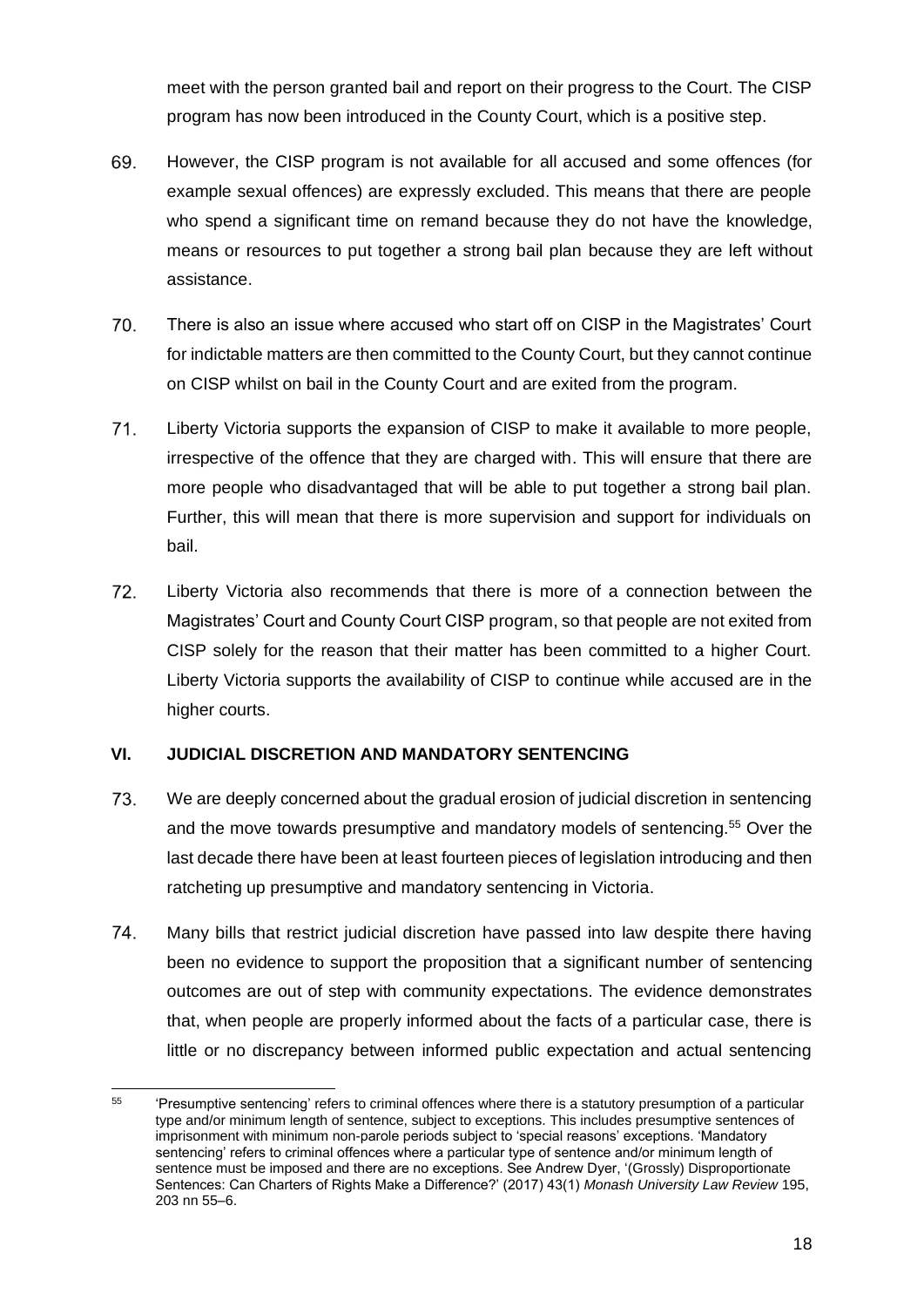meet with the person granted bail and report on their progress to the Court. The CISP program has now been introduced in the County Court, which is a positive step.

69. However, the CISP program is not available for all accused and some offences (for example sexual offences) are expressly excluded. This means that there are people who spend a significant time on remand because they do not have the knowledge, means or resources to put together a strong bail plan because they are left without assistance.

70. There is also an issue where accused who start off on CISP in the Magistrates' Court for indictable matters are then committed to the County Court, but they cannot continue on CISP whilst on bail in the County Court and are exited from the program.

71. Liberty Victoria supports the expansion of CISP to make it available to more people, irrespective of the offence that they are charged with. This will ensure that there are more people who disadvantaged that will be able to put together a strong bail plan. Further, this will mean that there is more supervision and support for individuals on bail.

72. Liberty Victoria also recommends that there is more of a connection between the Magistrates' Court and County Court CISP program, so that people are not exited from CISP solely for the reason that their matter has been committed to a higher Court. Liberty Victoria supports the availability of CISP to continue while accused are in the higher courts.

## VI. JUDICIAL DISCRETION AND MANDATORY SENTENCING

73. We are deeply concerned about the gradual erosion of judicial discretion in sentencing and the move towards presumptive and mandatory models of sentencing.[55] Over the last decade there have been at least fourteen pieces of legislation introducing and then ratcheting up presumptive and mandatory sentencing in Victoria.

74. Many bills that restrict judicial discretion have passed into law despite there having been no evidence to support the proposition that a significant number of sentencing outcomes are out of step with community expectations. The evidence demonstrates that, when people are properly informed about the facts of a particular case, there is little or no discrepancy between informed public expectation and actual sentencing

---

[55] 'Presumptive sentencing' refers to criminal offences where there is a statutory presumption of a particular type and/or minimum length of sentence, subject to exceptions. This includes presumptive sentences of imprisonment with minimum non-parole periods subject to 'special reasons' exceptions. 'Mandatory sentencing' refers to criminal offences where a particular type of sentence and/or minimum length of sentence must be imposed and there are no exceptions. See Andrew Dyer, '(Grossly) Disproportionate Sentences: Can Charters of Rights Make a Difference?' (2017) 43(1) *Monash University Law Review* 195, 203 nn 55–6.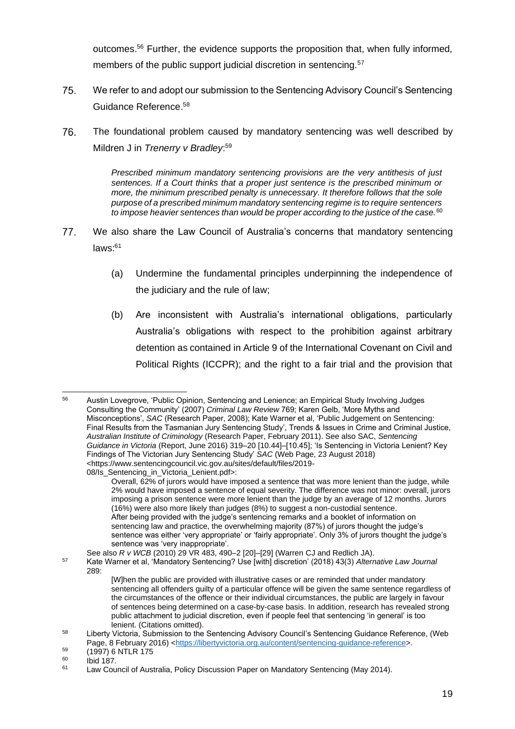outcomes.[56] Further, the evidence supports the proposition that, when fully informed, members of the public support judicial discretion in sentencing.[57]

75. We refer to and adopt our submission to the Sentencing Advisory Council's Sentencing Guidance Reference.[58]

76. The foundational problem caused by mandatory sentencing was well described by Mildren J in *Trenerry v Bradley*:[59]

> *Prescribed minimum mandatory sentencing provisions are the very antithesis of just sentences. If a Court thinks that a proper just sentence is the prescribed minimum or more, the minimum prescribed penalty is unnecessary. It therefore follows that the sole purpose of a prescribed minimum mandatory sentencing regime is to require sentencers to impose heavier sentences than would be proper according to the justice of the case.*[60]

77. We also share the Law Council of Australia's concerns that mandatory sentencing laws:[61]

    (a) Undermine the fundamental principles underpinning the independence of the judiciary and the rule of law;

    (b) Are inconsistent with Australia's international obligations, particularly Australia's obligations with respect to the prohibition against arbitrary detention as contained in Article 9 of the International Covenant on Civil and Political Rights (ICCPR); and the right to a fair trial and the provision that

---

[56] Austin Lovegrove, 'Public Opinion, Sentencing and Lenience; an Empirical Study Involving Judges Consulting the Community' (2007) *Criminal Law Review* 769; Karen Gelb, 'More Myths and Misconceptions', *SAC* (Research Paper, 2008); Kate Warner et al, 'Public Judgement on Sentencing: Final Results from the Tasmanian Jury Sentencing Study', Trends & Issues in Crime and Criminal Justice, *Australian Institute of Criminology* (Research Paper, February 2011). See also SAC, *Sentencing Guidance in Victoria* (Report, June 2016) 319–20 [10.44]–[10.45]; 'Is Sentencing in Victoria Lenient? Key Findings of The Victorian Jury Sentencing Study' *SAC* (Web Page, 23 August 2018) <https://www.sentencingcouncil.vic.gov.au/sites/default/files/2019-08/Is_Sentencing_in_Victoria_Lenient.pdf>:

> Overall, 62% of jurors would have imposed a sentence that was more lenient than the judge, while 2% would have imposed a sentence of equal severity. The difference was not minor: overall, jurors imposing a prison sentence were more lenient than the judge by an average of 12 months. Jurors (16%) were also more likely than judges (8%) to suggest a non-custodial sentence.
> After being provided with the judge's sentencing remarks and a booklet of information on sentencing law and practice, the overwhelming majority (87%) of jurors thought the judge's sentence was either 'very appropriate' or 'fairly appropriate'. Only 3% of jurors thought the judge's sentence was 'very inappropriate'.

See also *R v WCB* (2010) 29 VR 483, 490–2 [20]–[29] (Warren CJ and Redlich JA).

[57] Kate Warner et al, 'Mandatory Sentencing? Use [with] discretion' (2018) 43(3) *Alternative Law Journal* 289:

> [W]hen the public are provided with illustrative cases or are reminded that under mandatory sentencing all offenders guilty of a particular offence will be given the same sentence regardless of the circumstances of the offence or their individual circumstances, the public are largely in favour of sentences being determined on a case-by-case basis. In addition, research has revealed strong public attachment to judicial discretion, even if people feel that sentencing 'in general' is too lenient. (Citations omitted).

[58] Liberty Victoria, Submission to the Sentencing Advisory Council's Sentencing Guidance Reference, (Web Page, 8 February 2016) <https://libertyvictoria.org.au/content/sentencing-guidance-reference>.

[59] (1997) 6 NTLR 175

[60] Ibid 187.

[61] Law Council of Australia, Policy Discussion Paper on Mandatory Sentencing (May 2014).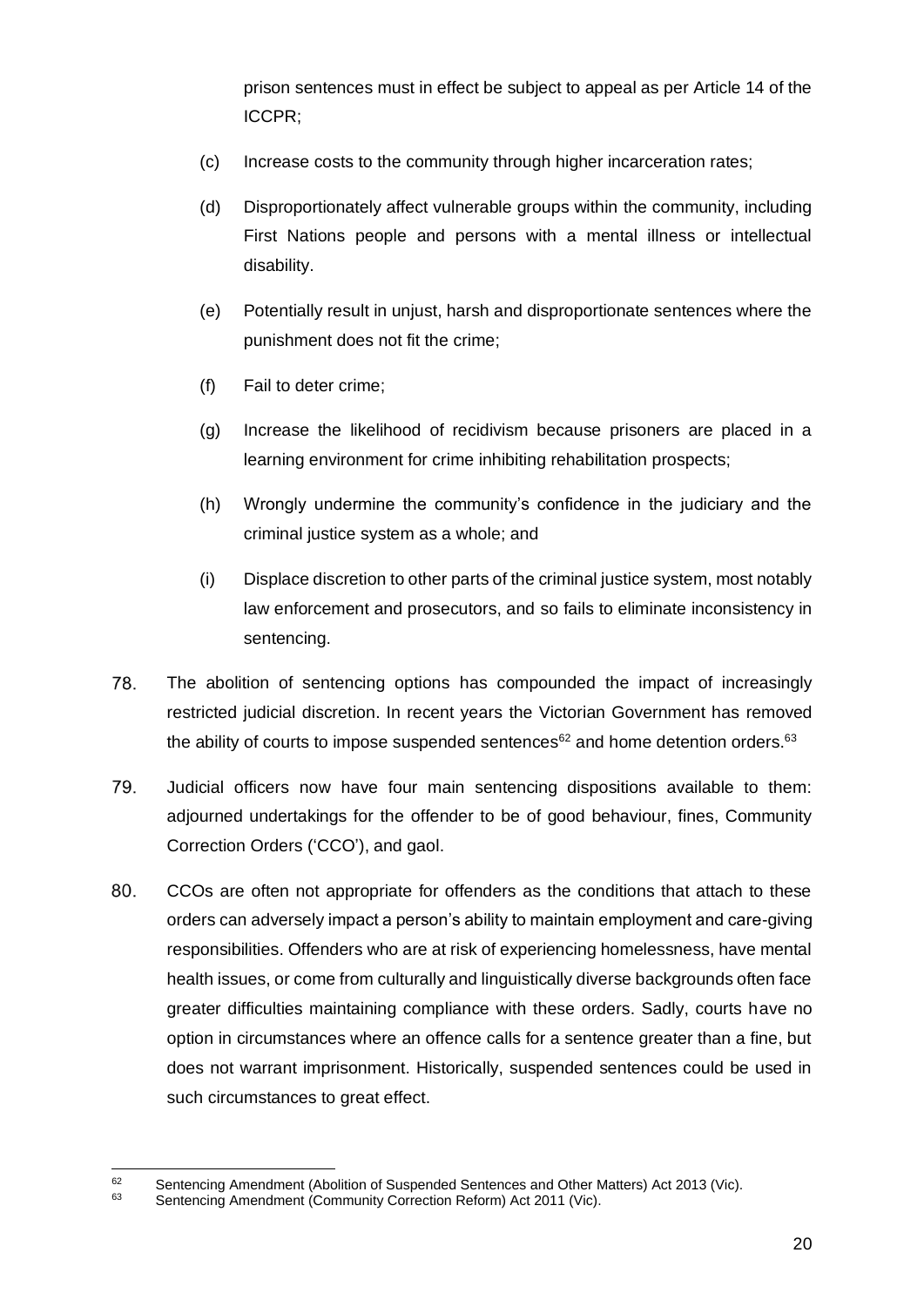prison sentences must in effect be subject to appeal as per Article 14 of the ICCPR;

(c) Increase costs to the community through higher incarceration rates;

(d) Disproportionately affect vulnerable groups within the community, including First Nations people and persons with a mental illness or intellectual disability.

(e) Potentially result in unjust, harsh and disproportionate sentences where the punishment does not fit the crime;

(f) Fail to deter crime;

(g) Increase the likelihood of recidivism because prisoners are placed in a learning environment for crime inhibiting rehabilitation prospects;

(h) Wrongly undermine the community's confidence in the judiciary and the criminal justice system as a whole; and

(i) Displace discretion to other parts of the criminal justice system, most notably law enforcement and prosecutors, and so fails to eliminate inconsistency in sentencing.

78. The abolition of sentencing options has compounded the impact of increasingly restricted judicial discretion. In recent years the Victorian Government has removed the ability of courts to impose suspended sentences[62] and home detention orders.[63]

79. Judicial officers now have four main sentencing dispositions available to them: adjourned undertakings for the offender to be of good behaviour, fines, Community Correction Orders ('CCO'), and gaol.

80. CCOs are often not appropriate for offenders as the conditions that attach to these orders can adversely impact a person's ability to maintain employment and care-giving responsibilities. Offenders who are at risk of experiencing homelessness, have mental health issues, or come from culturally and linguistically diverse backgrounds often face greater difficulties maintaining compliance with these orders. Sadly, courts have no option in circumstances where an offence calls for a sentence greater than a fine, but does not warrant imprisonment. Historically, suspended sentences could be used in such circumstances to great effect.

---

[62] Sentencing Amendment (Abolition of Suspended Sentences and Other Matters) Act 2013 (Vic).

[63] Sentencing Amendment (Community Correction Reform) Act 2011 (Vic).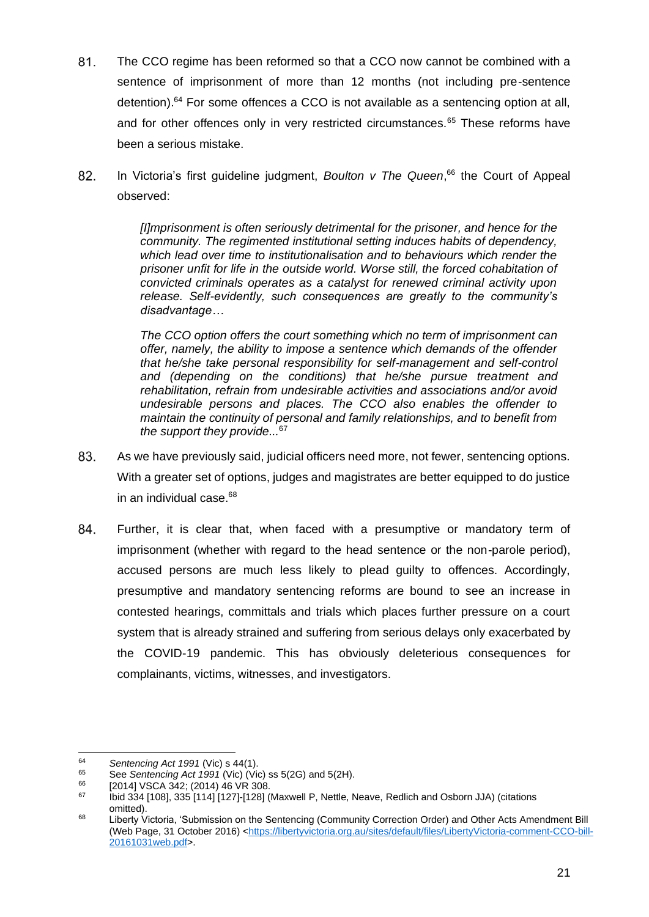81. The CCO regime has been reformed so that a CCO now cannot be combined with a sentence of imprisonment of more than 12 months (not including pre-sentence detention).[64] For some offences a CCO is not available as a sentencing option at all, and for other offences only in very restricted circumstances.[65] These reforms have been a serious mistake.

82. In Victoria's first guideline judgment, *Boulton v The Queen*,[66] the Court of Appeal observed:

> *[I]mprisonment is often seriously detrimental for the prisoner, and hence for the community. The regimented institutional setting induces habits of dependency, which lead over time to institutionalisation and to behaviours which render the prisoner unfit for life in the outside world. Worse still, the forced cohabitation of convicted criminals operates as a catalyst for renewed criminal activity upon release. Self-evidently, such consequences are greatly to the community's disadvantage…*
>
> *The CCO option offers the court something which no term of imprisonment can offer, namely, the ability to impose a sentence which demands of the offender that he/she take personal responsibility for self-management and self-control and (depending on the conditions) that he/she pursue treatment and rehabilitation, refrain from undesirable activities and associations and/or avoid undesirable persons and places. The CCO also enables the offender to maintain the continuity of personal and family relationships, and to benefit from the support they provide...*[67]

83. As we have previously said, judicial officers need more, not fewer, sentencing options. With a greater set of options, judges and magistrates are better equipped to do justice in an individual case.[68]

84. Further, it is clear that, when faced with a presumptive or mandatory term of imprisonment (whether with regard to the head sentence or the non-parole period), accused persons are much less likely to plead guilty to offences. Accordingly, presumptive and mandatory sentencing reforms are bound to see an increase in contested hearings, committals and trials which places further pressure on a court system that is already strained and suffering from serious delays only exacerbated by the COVID-19 pandemic. This has obviously deleterious consequences for complainants, victims, witnesses, and investigators.

---

[64] *Sentencing Act 1991* (Vic) s 44(1).

[65] See *Sentencing Act 1991* (Vic) (Vic) ss 5(2G) and 5(2H).

[66] [2014] VSCA 342; (2014) 46 VR 308.

[67] Ibid 334 [108], 335 [114] [127]-[128] (Maxwell P, Nettle, Neave, Redlich and Osborn JJA) (citations omitted).

[68] Liberty Victoria, 'Submission on the Sentencing (Community Correction Order) and Other Acts Amendment Bill (Web Page, 31 October 2016) <https://libertyvictoria.org.au/sites/default/files/LibertyVictoria-comment-CCO-bill-20161031web.pdf>.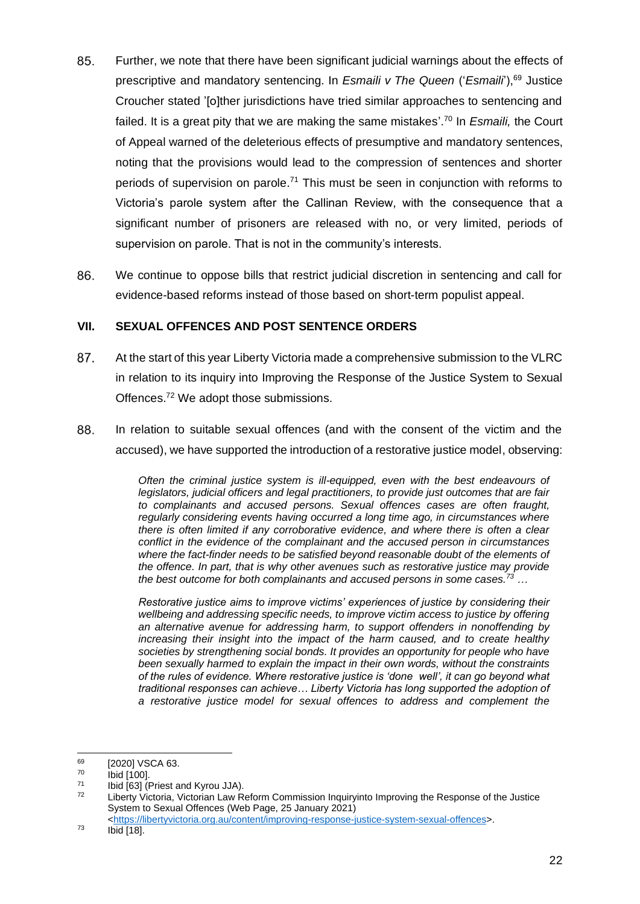85. Further, we note that there have been significant judicial warnings about the effects of prescriptive and mandatory sentencing. In *Esmaili v The Queen* ('*Esmaili*'),[69] Justice Croucher stated '[o]ther jurisdictions have tried similar approaches to sentencing and failed. It is a great pity that we are making the same mistakes'.[70] In *Esmaili,* the Court of Appeal warned of the deleterious effects of presumptive and mandatory sentences, noting that the provisions would lead to the compression of sentences and shorter periods of supervision on parole.[71] This must be seen in conjunction with reforms to Victoria's parole system after the Callinan Review, with the consequence that a significant number of prisoners are released with no, or very limited, periods of supervision on parole. That is not in the community's interests.

86. We continue to oppose bills that restrict judicial discretion in sentencing and call for evidence-based reforms instead of those based on short-term populist appeal.

## VII. SEXUAL OFFENCES AND POST SENTENCE ORDERS

87. At the start of this year Liberty Victoria made a comprehensive submission to the VLRC in relation to its inquiry into Improving the Response of the Justice System to Sexual Offences.[72] We adopt those submissions.

88. In relation to suitable sexual offences (and with the consent of the victim and the accused), we have supported the introduction of a restorative justice model, observing:

> *Often the criminal justice system is ill-equipped, even with the best endeavours of legislators, judicial officers and legal practitioners, to provide just outcomes that are fair to complainants and accused persons. Sexual offences cases are often fraught, regularly considering events having occurred a long time ago, in circumstances where there is often limited if any corroborative evidence, and where there is often a clear conflict in the evidence of the complainant and the accused person in circumstances where the fact-finder needs to be satisfied beyond reasonable doubt of the elements of the offence. In part, that is why other avenues such as restorative justice may provide the best outcome for both complainants and accused persons in some cases.*[73] *…*
>
> *Restorative justice aims to improve victims' experiences of justice by considering their wellbeing and addressing specific needs, to improve victim access to justice by offering an alternative avenue for addressing harm, to support offenders in nonoffending by increasing their insight into the impact of the harm caused, and to create healthy societies by strengthening social bonds. It provides an opportunity for people who have been sexually harmed to explain the impact in their own words, without the constraints of the rules of evidence. Where restorative justice is 'done well', it can go beyond what traditional responses can achieve… Liberty Victoria has long supported the adoption of a restorative justice model for sexual offences to address and complement the*

---

[69] [2020] VSCA 63.

[70] Ibid [100].

[71] Ibid [63] (Priest and Kyrou JJA).

[72] Liberty Victoria, Victorian Law Reform Commission Inquiryinto Improving the Response of the Justice System to Sexual Offences (Web Page, 25 January 2021) <https://libertyvictoria.org.au/content/improving-response-justice-system-sexual-offences>.

[73] Ibid [18].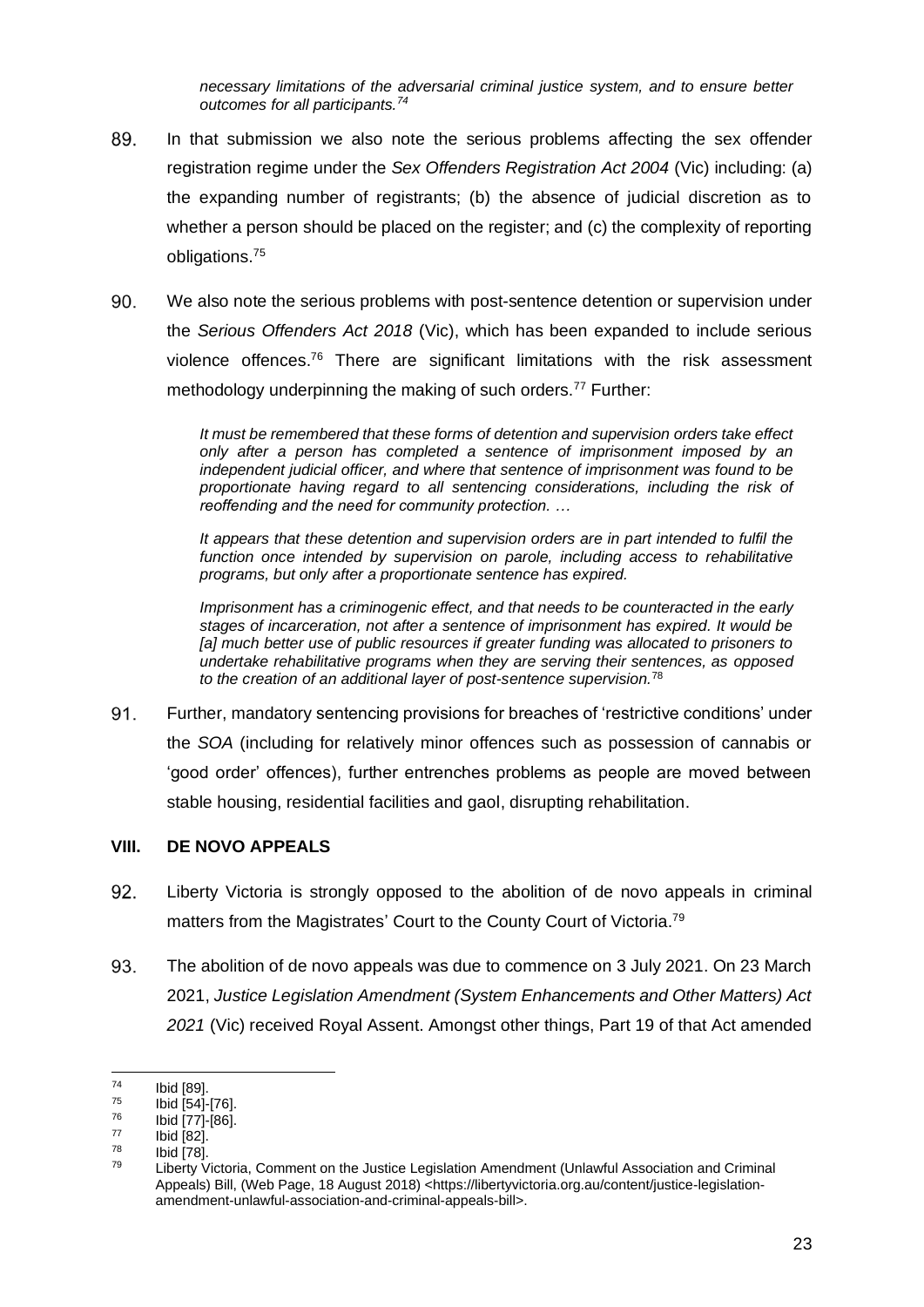*necessary limitations of the adversarial criminal justice system, and to ensure better outcomes for all participants.*[74]

89. In that submission we also note the serious problems affecting the sex offender registration regime under the *Sex Offenders Registration Act 2004* (Vic) including: (a) the expanding number of registrants; (b) the absence of judicial discretion as to whether a person should be placed on the register; and (c) the complexity of reporting obligations.[75]

90. We also note the serious problems with post-sentence detention or supervision under the *Serious Offenders Act 2018* (Vic), which has been expanded to include serious violence offences.[76] There are significant limitations with the risk assessment methodology underpinning the making of such orders.[77] Further:

> *It must be remembered that these forms of detention and supervision orders take effect only after a person has completed a sentence of imprisonment imposed by an independent judicial officer, and where that sentence of imprisonment was found to be proportionate having regard to all sentencing considerations, including the risk of reoffending and the need for community protection. …*
>
> *It appears that these detention and supervision orders are in part intended to fulfil the function once intended by supervision on parole, including access to rehabilitative programs, but only after a proportionate sentence has expired.*
>
> *Imprisonment has a criminogenic effect, and that needs to be counteracted in the early stages of incarceration, not after a sentence of imprisonment has expired. It would be [a] much better use of public resources if greater funding was allocated to prisoners to undertake rehabilitative programs when they are serving their sentences, as opposed to the creation of an additional layer of post-sentence supervision.*[78]

91. Further, mandatory sentencing provisions for breaches of 'restrictive conditions' under the *SOA* (including for relatively minor offences such as possession of cannabis or 'good order' offences), further entrenches problems as people are moved between stable housing, residential facilities and gaol, disrupting rehabilitation.

## VIII. DE NOVO APPEALS

92. Liberty Victoria is strongly opposed to the abolition of de novo appeals in criminal matters from the Magistrates' Court to the County Court of Victoria.[79]

93. The abolition of de novo appeals was due to commence on 3 July 2021. On 23 March 2021, *Justice Legislation Amendment (System Enhancements and Other Matters) Act 2021* (Vic) received Royal Assent. Amongst other things, Part 19 of that Act amended

---

[74] Ibid [89].

[75] Ibid [54]-[76].

[76] Ibid [77]-[86].

[77] Ibid [82].

[78] Ibid [78].

[79] Liberty Victoria, Comment on the Justice Legislation Amendment (Unlawful Association and Criminal Appeals) Bill, (Web Page, 18 August 2018) <https://libertyvictoria.org.au/content/justice-legislation-amendment-unlawful-association-and-criminal-appeals-bill>.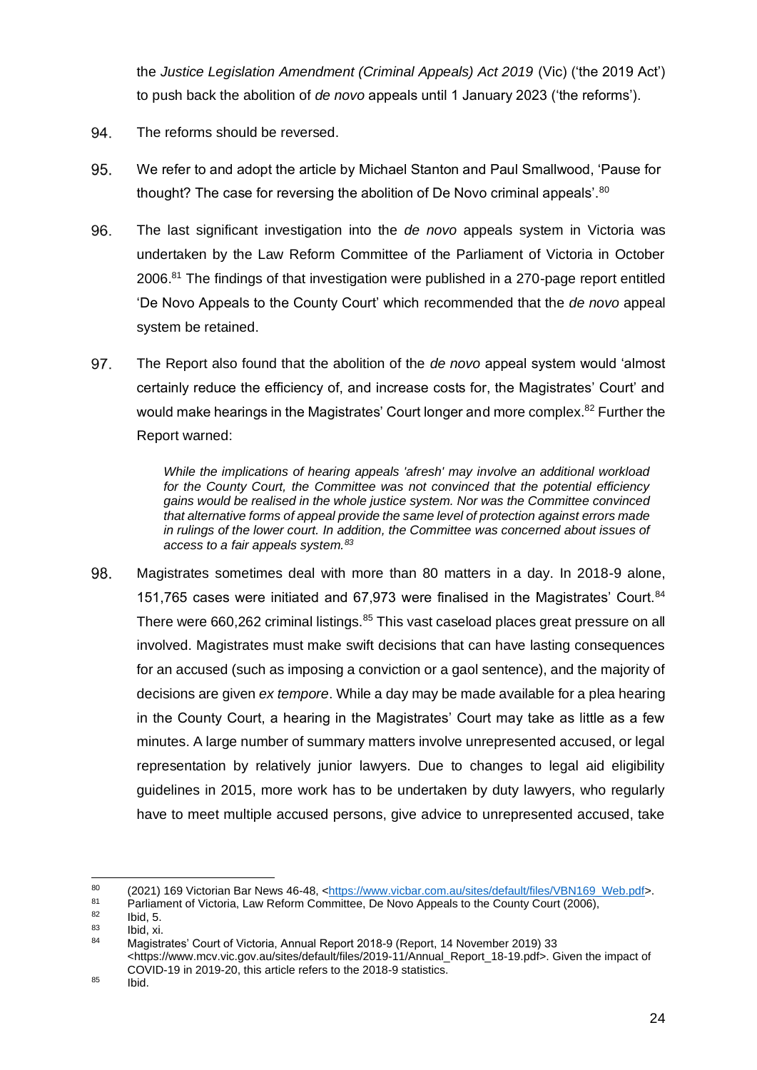the *Justice Legislation Amendment (Criminal Appeals) Act 2019* (Vic) ('the 2019 Act') to push back the abolition of *de novo* appeals until 1 January 2023 ('the reforms').

94. The reforms should be reversed.

95. We refer to and adopt the article by Michael Stanton and Paul Smallwood, 'Pause for thought? The case for reversing the abolition of De Novo criminal appeals'.[80]

96. The last significant investigation into the *de novo* appeals system in Victoria was undertaken by the Law Reform Committee of the Parliament of Victoria in October 2006.[81] The findings of that investigation were published in a 270-page report entitled 'De Novo Appeals to the County Court' which recommended that the *de novo* appeal system be retained.

97. The Report also found that the abolition of the *de novo* appeal system would 'almost certainly reduce the efficiency of, and increase costs for, the Magistrates' Court' and would make hearings in the Magistrates' Court longer and more complex.[82] Further the Report warned:

> *While the implications of hearing appeals 'afresh' may involve an additional workload for the County Court, the Committee was not convinced that the potential efficiency gains would be realised in the whole justice system. Nor was the Committee convinced that alternative forms of appeal provide the same level of protection against errors made in rulings of the lower court. In addition, the Committee was concerned about issues of access to a fair appeals system.*[83]

98. Magistrates sometimes deal with more than 80 matters in a day. In 2018-9 alone, 151,765 cases were initiated and 67,973 were finalised in the Magistrates' Court.[84] There were 660,262 criminal listings.[85] This vast caseload places great pressure on all involved. Magistrates must make swift decisions that can have lasting consequences for an accused (such as imposing a conviction or a gaol sentence), and the majority of decisions are given *ex tempore*. While a day may be made available for a plea hearing in the County Court, a hearing in the Magistrates' Court may take as little as a few minutes. A large number of summary matters involve unrepresented accused, or legal representation by relatively junior lawyers. Due to changes to legal aid eligibility guidelines in 2015, more work has to be undertaken by duty lawyers, who regularly have to meet multiple accused persons, give advice to unrepresented accused, take

---

[80] (2021) 169 Victorian Bar News 46-48, <https://www.vicbar.com.au/sites/default/files/VBN169_Web.pdf>.

[81] Parliament of Victoria, Law Reform Committee, De Novo Appeals to the County Court (2006),

[82] Ibid, 5.

[83] Ibid, xi.

[84] Magistrates' Court of Victoria, Annual Report 2018-9 (Report, 14 November 2019) 33 <https://www.mcv.vic.gov.au/sites/default/files/2019-11/Annual_Report_18-19.pdf>. Given the impact of COVID-19 in 2019-20, this article refers to the 2018-9 statistics.

[85] Ibid.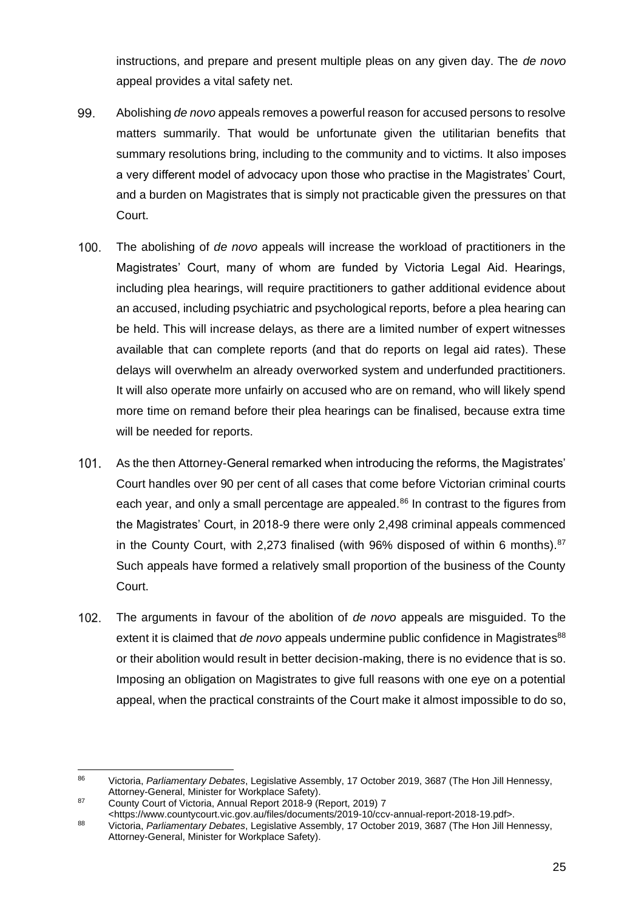instructions, and prepare and present multiple pleas on any given day. The *de novo* appeal provides a vital safety net.

99. Abolishing *de novo* appeals removes a powerful reason for accused persons to resolve matters summarily. That would be unfortunate given the utilitarian benefits that summary resolutions bring, including to the community and to victims. It also imposes a very different model of advocacy upon those who practise in the Magistrates' Court, and a burden on Magistrates that is simply not practicable given the pressures on that Court.

100. The abolishing of *de novo* appeals will increase the workload of practitioners in the Magistrates' Court, many of whom are funded by Victoria Legal Aid. Hearings, including plea hearings, will require practitioners to gather additional evidence about an accused, including psychiatric and psychological reports, before a plea hearing can be held. This will increase delays, as there are a limited number of expert witnesses available that can complete reports (and that do reports on legal aid rates). These delays will overwhelm an already overworked system and underfunded practitioners. It will also operate more unfairly on accused who are on remand, who will likely spend more time on remand before their plea hearings can be finalised, because extra time will be needed for reports.

101. As the then Attorney-General remarked when introducing the reforms, the Magistrates' Court handles over 90 per cent of all cases that come before Victorian criminal courts each year, and only a small percentage are appealed.[86] In contrast to the figures from the Magistrates' Court, in 2018-9 there were only 2,498 criminal appeals commenced in the County Court, with 2,273 finalised (with 96% disposed of within 6 months).[87] Such appeals have formed a relatively small proportion of the business of the County Court.

102. The arguments in favour of the abolition of *de novo* appeals are misguided. To the extent it is claimed that *de novo* appeals undermine public confidence in Magistrates[88] or their abolition would result in better decision-making, there is no evidence that is so. Imposing an obligation on Magistrates to give full reasons with one eye on a potential appeal, when the practical constraints of the Court make it almost impossible to do so,

---

[86] Victoria, *Parliamentary Debates*, Legislative Assembly, 17 October 2019, 3687 (The Hon Jill Hennessy, Attorney-General, Minister for Workplace Safety).

[87] County Court of Victoria, Annual Report 2018-9 (Report, 2019) 7 <https://www.countycourt.vic.gov.au/files/documents/2019-10/ccv-annual-report-2018-19.pdf>.

[88] Victoria, *Parliamentary Debates*, Legislative Assembly, 17 October 2019, 3687 (The Hon Jill Hennessy, Attorney-General, Minister for Workplace Safety).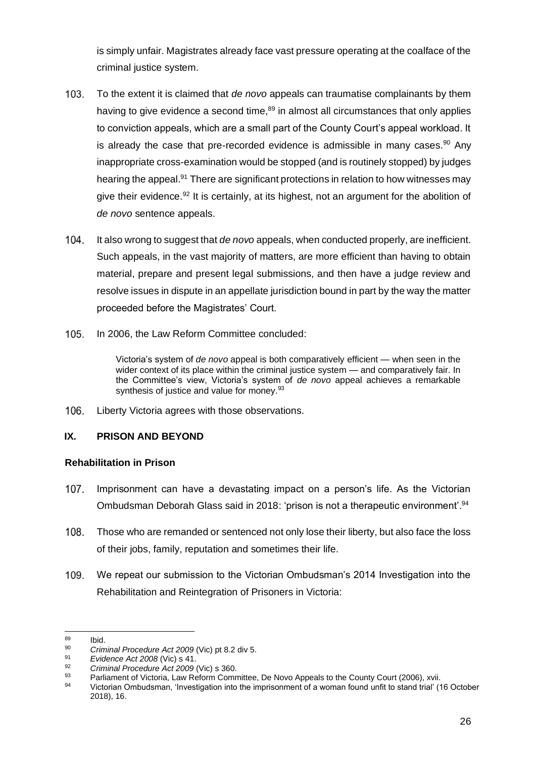is simply unfair. Magistrates already face vast pressure operating at the coalface of the criminal justice system.

103. To the extent it is claimed that *de novo* appeals can traumatise complainants by them having to give evidence a second time,[89] in almost all circumstances that only applies to conviction appeals, which are a small part of the County Court's appeal workload. It is already the case that pre-recorded evidence is admissible in many cases.[90] Any inappropriate cross-examination would be stopped (and is routinely stopped) by judges hearing the appeal.[91] There are significant protections in relation to how witnesses may give their evidence.[92] It is certainly, at its highest, not an argument for the abolition of *de novo* sentence appeals.

104. It also wrong to suggest that *de novo* appeals, when conducted properly, are inefficient. Such appeals, in the vast majority of matters, are more efficient than having to obtain material, prepare and present legal submissions, and then have a judge review and resolve issues in dispute in an appellate jurisdiction bound in part by the way the matter proceeded before the Magistrates' Court.

105. In 2006, the Law Reform Committee concluded:

> Victoria's system of *de novo* appeal is both comparatively efficient — when seen in the wider context of its place within the criminal justice system — and comparatively fair. In the Committee's view, Victoria's system of *de novo* appeal achieves a remarkable synthesis of justice and value for money.[93]

106. Liberty Victoria agrees with those observations.

## IX. PRISON AND BEYOND

### Rehabilitation in Prison

107. Imprisonment can have a devastating impact on a person's life. As the Victorian Ombudsman Deborah Glass said in 2018: 'prison is not a therapeutic environment'.[94]

108. Those who are remanded or sentenced not only lose their liberty, but also face the loss of their jobs, family, reputation and sometimes their life.

109. We repeat our submission to the Victorian Ombudsman's 2014 Investigation into the Rehabilitation and Reintegration of Prisoners in Victoria:

---

[89] Ibid.

[90] *Criminal Procedure Act 2009* (Vic) pt 8.2 div 5.

[91] *Evidence Act 2008* (Vic) s 41.

[92] *Criminal Procedure Act 2009* (Vic) s 360.

[93] Parliament of Victoria, Law Reform Committee, De Novo Appeals to the County Court (2006), xvii.

[94] Victorian Ombudsman, 'Investigation into the imprisonment of a woman found unfit to stand trial' (16 October 2018), 16.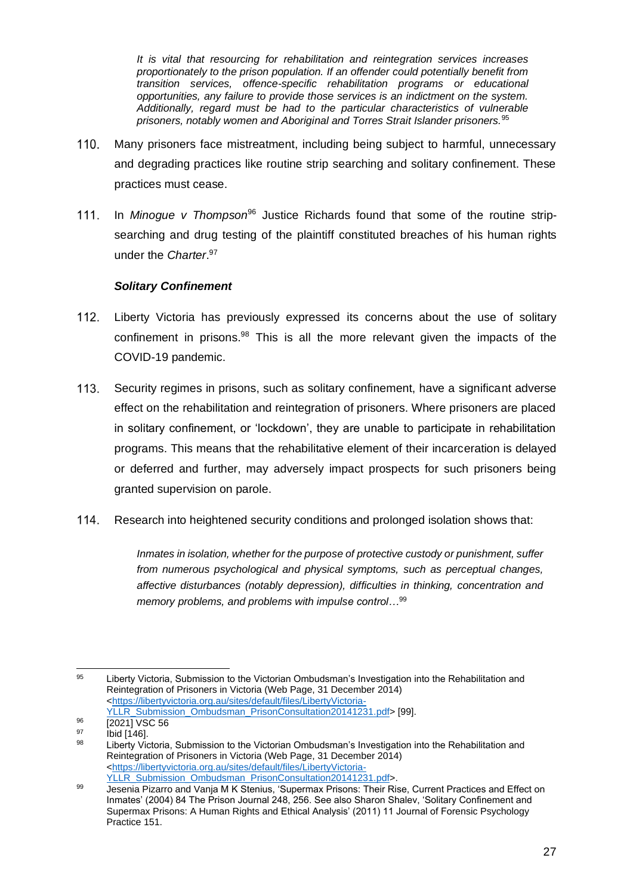> *It is vital that resourcing for rehabilitation and reintegration services increases proportionately to the prison population. If an offender could potentially benefit from transition services, offence-specific rehabilitation programs or educational opportunities, any failure to provide those services is an indictment on the system. Additionally, regard must be had to the particular characteristics of vulnerable prisoners, notably women and Aboriginal and Torres Strait Islander prisoners.*[95]

110. Many prisoners face mistreatment, including being subject to harmful, unnecessary and degrading practices like routine strip searching and solitary confinement. These practices must cease.

111. In *Minogue v Thompson*[96] Justice Richards found that some of the routine strip-searching and drug testing of the plaintiff constituted breaches of his human rights under the *Charter*.[97]

***Solitary Confinement***

112. Liberty Victoria has previously expressed its concerns about the use of solitary confinement in prisons.[98] This is all the more relevant given the impacts of the COVID-19 pandemic.

113. Security regimes in prisons, such as solitary confinement, have a significant adverse effect on the rehabilitation and reintegration of prisoners. Where prisoners are placed in solitary confinement, or 'lockdown', they are unable to participate in rehabilitation programs. This means that the rehabilitative element of their incarceration is delayed or deferred and further, may adversely impact prospects for such prisoners being granted supervision on parole.

114. Research into heightened security conditions and prolonged isolation shows that:

> *Inmates in isolation, whether for the purpose of protective custody or punishment, suffer from numerous psychological and physical symptoms, such as perceptual changes, affective disturbances (notably depression), difficulties in thinking, concentration and memory problems, and problems with impulse control…*[99]

---

[95] Liberty Victoria, Submission to the Victorian Ombudsman's Investigation into the Rehabilitation and Reintegration of Prisoners in Victoria (Web Page, 31 December 2014) <https://libertyvictoria.org.au/sites/default/files/LibertyVictoria-YLLR_Submission_Ombudsman_PrisonConsultation20141231.pdf> [99].

[96] [2021] VSC 56

[97] Ibid [146].

[98] Liberty Victoria, Submission to the Victorian Ombudsman's Investigation into the Rehabilitation and Reintegration of Prisoners in Victoria (Web Page, 31 December 2014) <https://libertyvictoria.org.au/sites/default/files/LibertyVictoria-YLLR_Submission_Ombudsman_PrisonConsultation20141231.pdf>.

[99] Jesenia Pizarro and Vanja M K Stenius, 'Supermax Prisons: Their Rise, Current Practices and Effect on Inmates' (2004) 84 The Prison Journal 248, 256. See also Sharon Shalev, 'Solitary Confinement and Supermax Prisons: A Human Rights and Ethical Analysis' (2011) 11 Journal of Forensic Psychology Practice 151.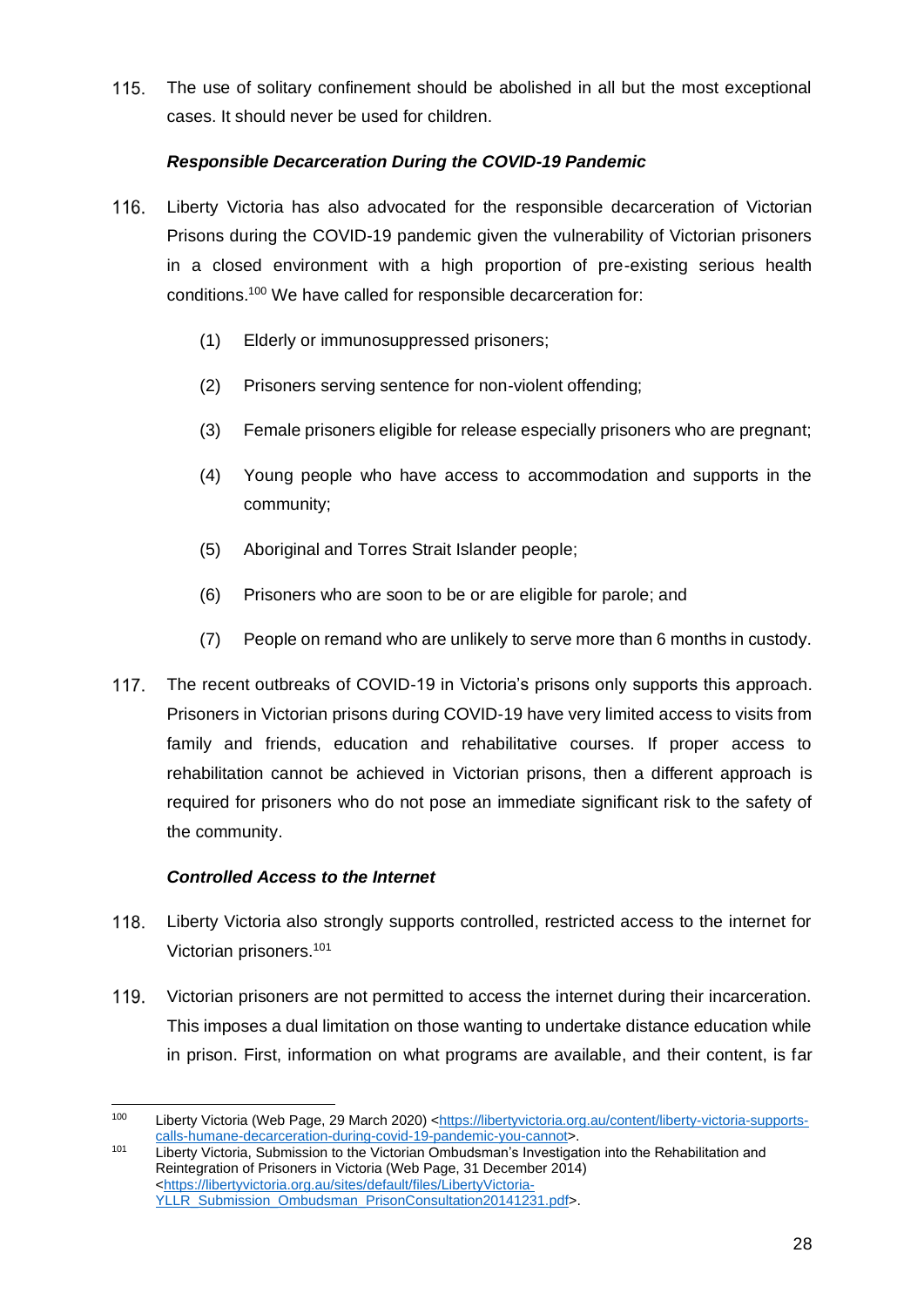115. The use of solitary confinement should be abolished in all but the most exceptional cases. It should never be used for children.

***Responsible Decarceration During the COVID-19 Pandemic***

116. Liberty Victoria has also advocated for the responsible decarceration of Victorian Prisons during the COVID-19 pandemic given the vulnerability of Victorian prisoners in a closed environment with a high proportion of pre-existing serious health conditions.[100] We have called for responsible decarceration for:

    (1) Elderly or immunosuppressed prisoners;

    (2) Prisoners serving sentence for non-violent offending;

    (3) Female prisoners eligible for release especially prisoners who are pregnant;

    (4) Young people who have access to accommodation and supports in the community;

    (5) Aboriginal and Torres Strait Islander people;

    (6) Prisoners who are soon to be or are eligible for parole; and

    (7) People on remand who are unlikely to serve more than 6 months in custody.

117. The recent outbreaks of COVID-19 in Victoria's prisons only supports this approach. Prisoners in Victorian prisons during COVID-19 have very limited access to visits from family and friends, education and rehabilitative courses. If proper access to rehabilitation cannot be achieved in Victorian prisons, then a different approach is required for prisoners who do not pose an immediate significant risk to the safety of the community.

***Controlled Access to the Internet***

118. Liberty Victoria also strongly supports controlled, restricted access to the internet for Victorian prisoners.[101]

119. Victorian prisoners are not permitted to access the internet during their incarceration. This imposes a dual limitation on those wanting to undertake distance education while in prison. First, information on what programs are available, and their content, is far

---

[100] Liberty Victoria (Web Page, 29 March 2020) <https://libertyvictoria.org.au/content/liberty-victoria-supports-calls-humane-decarceration-during-covid-19-pandemic-you-cannot>.

[101] Liberty Victoria, Submission to the Victorian Ombudsman's Investigation into the Rehabilitation and Reintegration of Prisoners in Victoria (Web Page, 31 December 2014) <https://libertyvictoria.org.au/sites/default/files/LibertyVictoria-YLLR_Submission_Ombudsman_PrisonConsultation20141231.pdf>.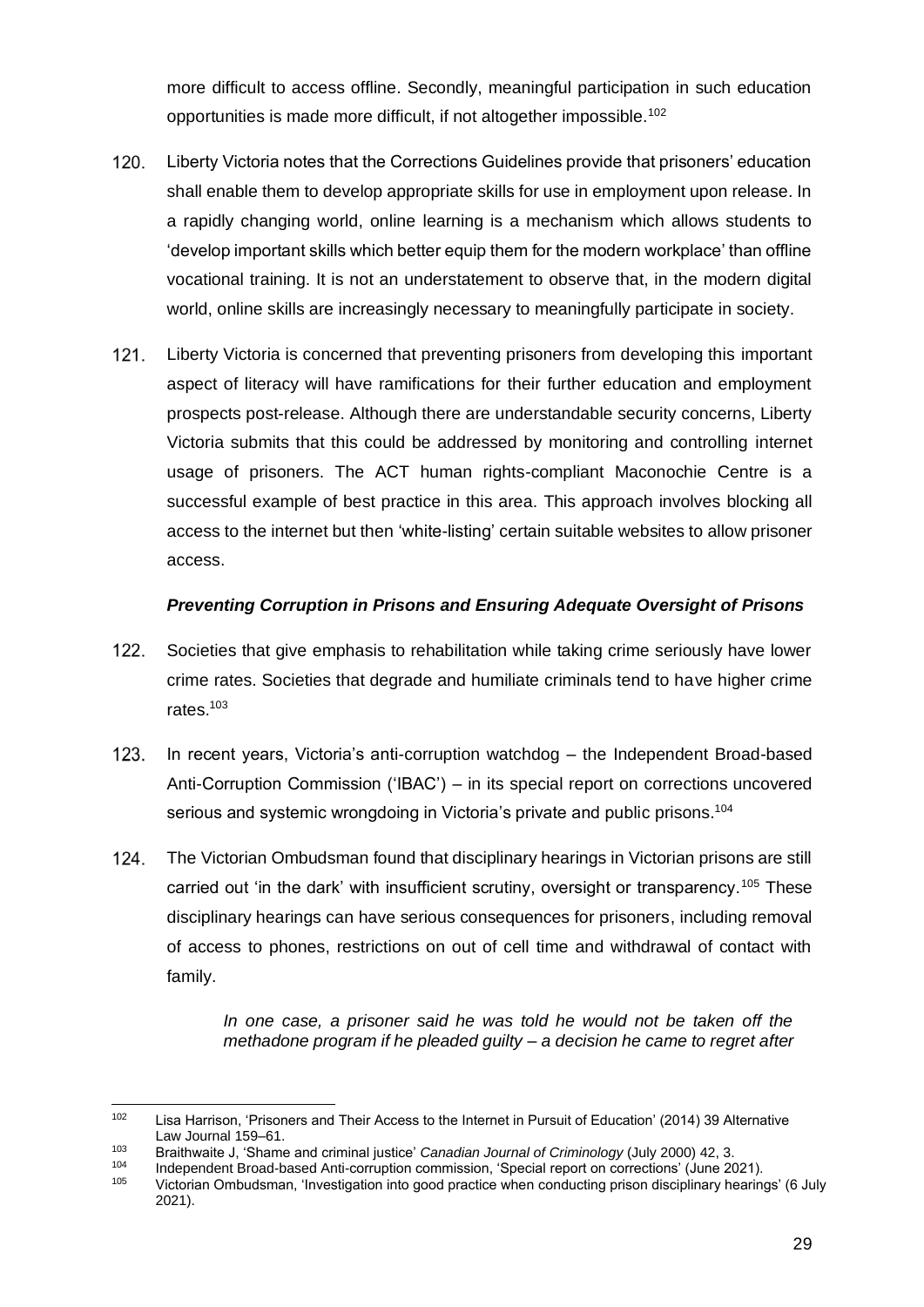more difficult to access offline. Secondly, meaningful participation in such education opportunities is made more difficult, if not altogether impossible.[102]

120. Liberty Victoria notes that the Corrections Guidelines provide that prisoners' education shall enable them to develop appropriate skills for use in employment upon release. In a rapidly changing world, online learning is a mechanism which allows students to 'develop important skills which better equip them for the modern workplace' than offline vocational training. It is not an understatement to observe that, in the modern digital world, online skills are increasingly necessary to meaningfully participate in society.

121. Liberty Victoria is concerned that preventing prisoners from developing this important aspect of literacy will have ramifications for their further education and employment prospects post-release. Although there are understandable security concerns, Liberty Victoria submits that this could be addressed by monitoring and controlling internet usage of prisoners. The ACT human rights-compliant Maconochie Centre is a successful example of best practice in this area. This approach involves blocking all access to the internet but then 'white-listing' certain suitable websites to allow prisoner access.

### *Preventing Corruption in Prisons and Ensuring Adequate Oversight of Prisons*

122. Societies that give emphasis to rehabilitation while taking crime seriously have lower crime rates. Societies that degrade and humiliate criminals tend to have higher crime rates.[103]

123. In recent years, Victoria's anti-corruption watchdog – the Independent Broad-based Anti-Corruption Commission ('IBAC') – in its special report on corrections uncovered serious and systemic wrongdoing in Victoria's private and public prisons.[104]

124. The Victorian Ombudsman found that disciplinary hearings in Victorian prisons are still carried out 'in the dark' with insufficient scrutiny, oversight or transparency.[105] These disciplinary hearings can have serious consequences for prisoners, including removal of access to phones, restrictions on out of cell time and withdrawal of contact with family.

> *In one case, a prisoner said he was told he would not be taken off the methadone program if he pleaded guilty – a decision he came to regret after*

---

[102] Lisa Harrison, 'Prisoners and Their Access to the Internet in Pursuit of Education' (2014) 39 Alternative Law Journal 159–61.

[103] Braithwaite J, 'Shame and criminal justice' *Canadian Journal of Criminology* (July 2000) 42, 3.

[104] Independent Broad-based Anti-corruption commission, 'Special report on corrections' (June 2021).

[105] Victorian Ombudsman, 'Investigation into good practice when conducting prison disciplinary hearings' (6 July 2021).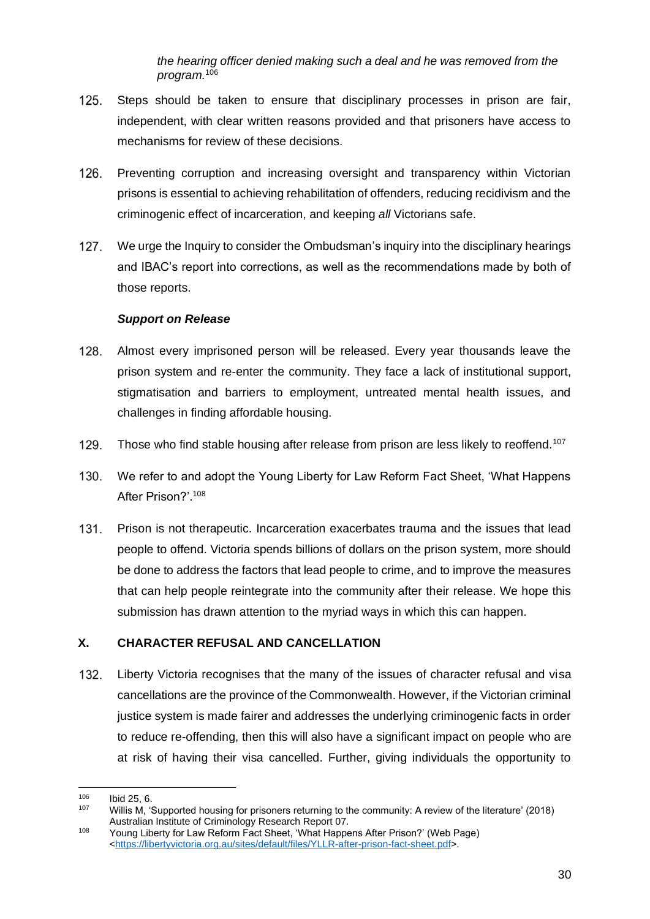> *the hearing officer denied making such a deal and he was removed from the program.*[106]

125. Steps should be taken to ensure that disciplinary processes in prison are fair, independent, with clear written reasons provided and that prisoners have access to mechanisms for review of these decisions.

126. Preventing corruption and increasing oversight and transparency within Victorian prisons is essential to achieving rehabilitation of offenders, reducing recidivism and the criminogenic effect of incarceration, and keeping *all* Victorians safe.

127. We urge the Inquiry to consider the Ombudsman's inquiry into the disciplinary hearings and IBAC's report into corrections, as well as the recommendations made by both of those reports.

***Support on Release***

128. Almost every imprisoned person will be released. Every year thousands leave the prison system and re-enter the community. They face a lack of institutional support, stigmatisation and barriers to employment, untreated mental health issues, and challenges in finding affordable housing.

129. Those who find stable housing after release from prison are less likely to reoffend.[107]

130. We refer to and adopt the Young Liberty for Law Reform Fact Sheet, 'What Happens After Prison?'.[108]

131. Prison is not therapeutic. Incarceration exacerbates trauma and the issues that lead people to offend. Victoria spends billions of dollars on the prison system, more should be done to address the factors that lead people to crime, and to improve the measures that can help people reintegrate into the community after their release. We hope this submission has drawn attention to the myriad ways in which this can happen.

## X. CHARACTER REFUSAL AND CANCELLATION

132. Liberty Victoria recognises that the many of the issues of character refusal and visa cancellations are the province of the Commonwealth. However, if the Victorian criminal justice system is made fairer and addresses the underlying criminogenic facts in order to reduce re-offending, then this will also have a significant impact on people who are at risk of having their visa cancelled. Further, giving individuals the opportunity to

---

[106] Ibid 25, 6.

[107] Willis M, 'Supported housing for prisoners returning to the community: A review of the literature' (2018) Australian Institute of Criminology Research Report 07.

[108] Young Liberty for Law Reform Fact Sheet, 'What Happens After Prison?' (Web Page) <https://libertyvictoria.org.au/sites/default/files/YLLR-after-prison-fact-sheet.pdf>.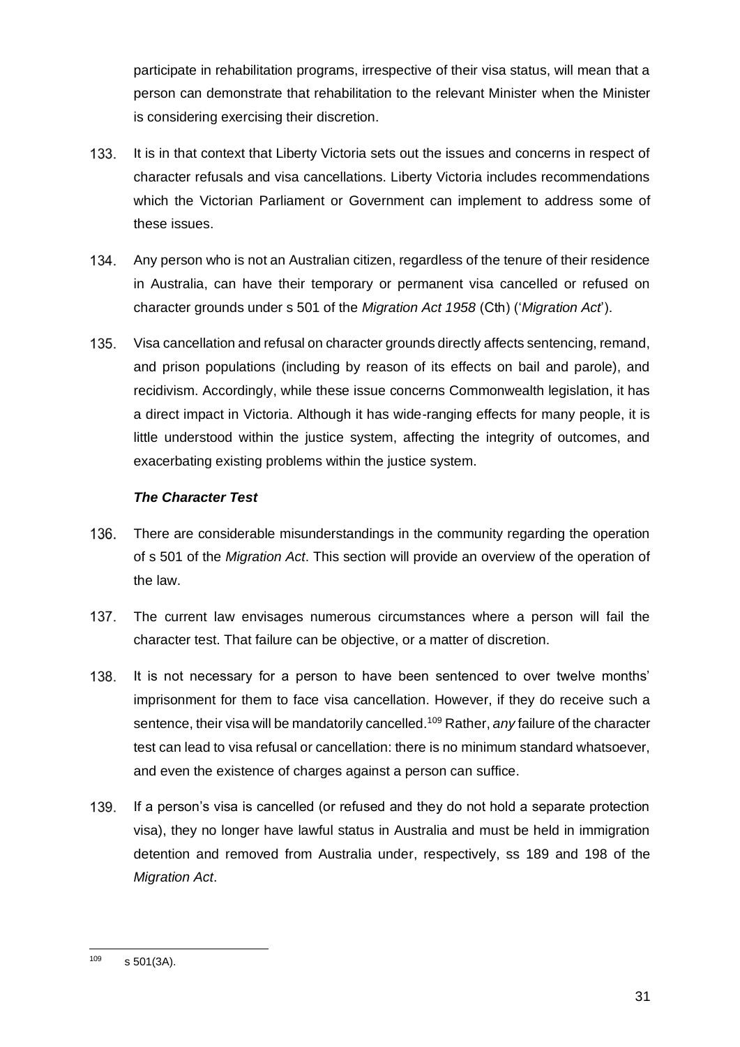participate in rehabilitation programs, irrespective of their visa status, will mean that a person can demonstrate that rehabilitation to the relevant Minister when the Minister is considering exercising their discretion.

133. It is in that context that Liberty Victoria sets out the issues and concerns in respect of character refusals and visa cancellations. Liberty Victoria includes recommendations which the Victorian Parliament or Government can implement to address some of these issues.

134. Any person who is not an Australian citizen, regardless of the tenure of their residence in Australia, can have their temporary or permanent visa cancelled or refused on character grounds under s 501 of the *Migration Act 1958* (Cth) ('*Migration Act*').

135. Visa cancellation and refusal on character grounds directly affects sentencing, remand, and prison populations (including by reason of its effects on bail and parole), and recidivism. Accordingly, while these issue concerns Commonwealth legislation, it has a direct impact in Victoria. Although it has wide-ranging effects for many people, it is little understood within the justice system, affecting the integrity of outcomes, and exacerbating existing problems within the justice system.

### *The Character Test*

136. There are considerable misunderstandings in the community regarding the operation of s 501 of the *Migration Act*. This section will provide an overview of the operation of the law.

137. The current law envisages numerous circumstances where a person will fail the character test. That failure can be objective, or a matter of discretion.

138. It is not necessary for a person to have been sentenced to over twelve months' imprisonment for them to face visa cancellation. However, if they do receive such a sentence, their visa will be mandatorily cancelled.[109] Rather, *any* failure of the character test can lead to visa refusal or cancellation: there is no minimum standard whatsoever, and even the existence of charges against a person can suffice.

139. If a person's visa is cancelled (or refused and they do not hold a separate protection visa), they no longer have lawful status in Australia and must be held in immigration detention and removed from Australia under, respectively, ss 189 and 198 of the *Migration Act*.

---

[109] s 501(3A).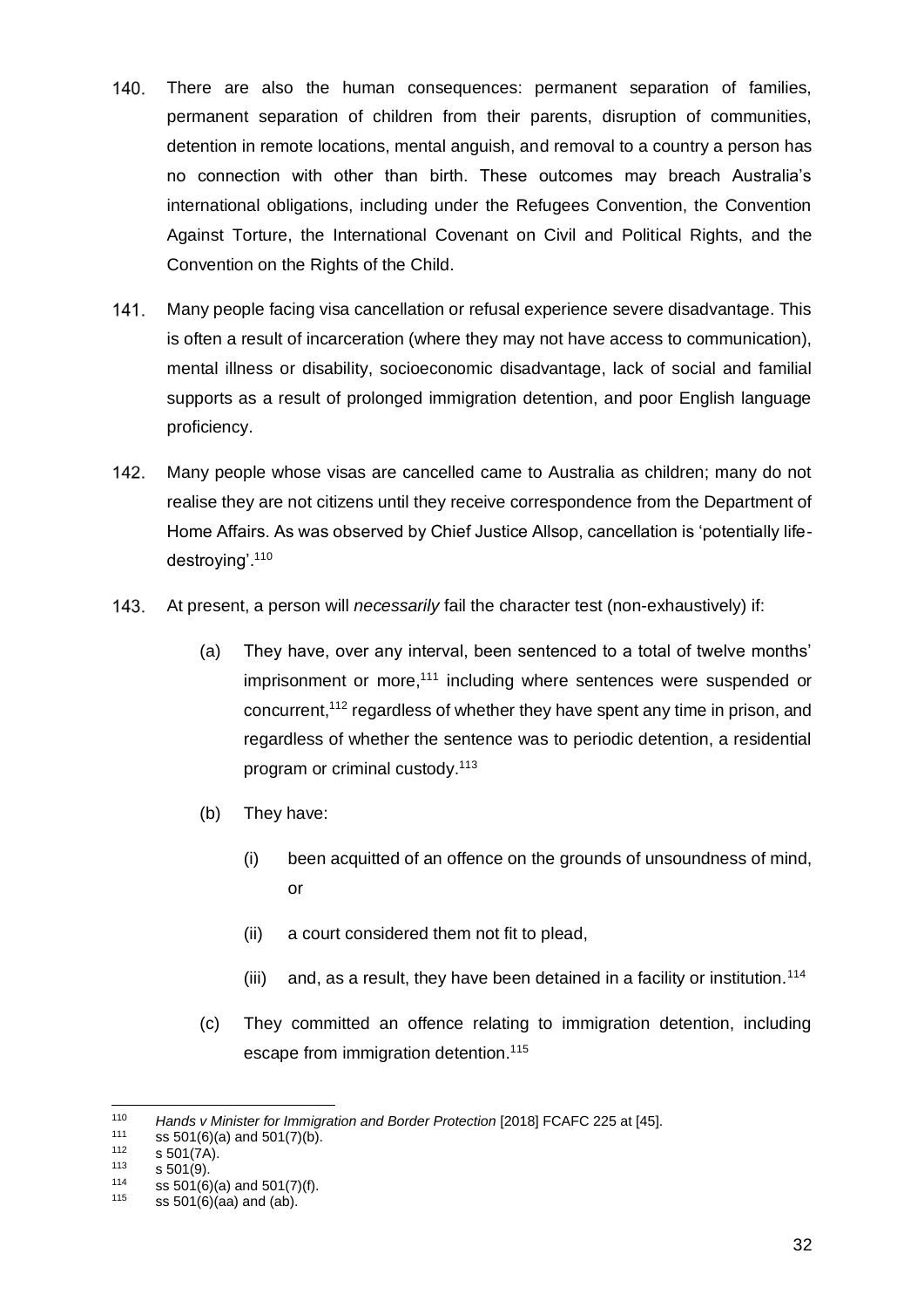140. There are also the human consequences: permanent separation of families, permanent separation of children from their parents, disruption of communities, detention in remote locations, mental anguish, and removal to a country a person has no connection with other than birth. These outcomes may breach Australia's international obligations, including under the Refugees Convention, the Convention Against Torture, the International Covenant on Civil and Political Rights, and the Convention on the Rights of the Child.

141. Many people facing visa cancellation or refusal experience severe disadvantage. This is often a result of incarceration (where they may not have access to communication), mental illness or disability, socioeconomic disadvantage, lack of social and familial supports as a result of prolonged immigration detention, and poor English language proficiency.

142. Many people whose visas are cancelled came to Australia as children; many do not realise they are not citizens until they receive correspondence from the Department of Home Affairs. As was observed by Chief Justice Allsop, cancellation is 'potentially life-destroying'.[110]

143. At present, a person will *necessarily* fail the character test (non-exhaustively) if:

    (a) They have, over any interval, been sentenced to a total of twelve months' imprisonment or more,[111] including where sentences were suspended or concurrent,[112] regardless of whether they have spent any time in prison, and regardless of whether the sentence was to periodic detention, a residential program or criminal custody.[113]

    (b) They have:

        (i) been acquitted of an offence on the grounds of unsoundness of mind, or

        (ii) a court considered them not fit to plead,

        (iii) and, as a result, they have been detained in a facility or institution.[114]

    (c) They committed an offence relating to immigration detention, including escape from immigration detention.[115]

---

[110] *Hands v Minister for Immigration and Border Protection* [2018] FCAFC 225 at [45].

[111] ss 501(6)(a) and 501(7)(b).

[112] s 501(7A).

[113] s 501(9).

[114] ss 501(6)(a) and 501(7)(f).

[115] ss 501(6)(aa) and (ab).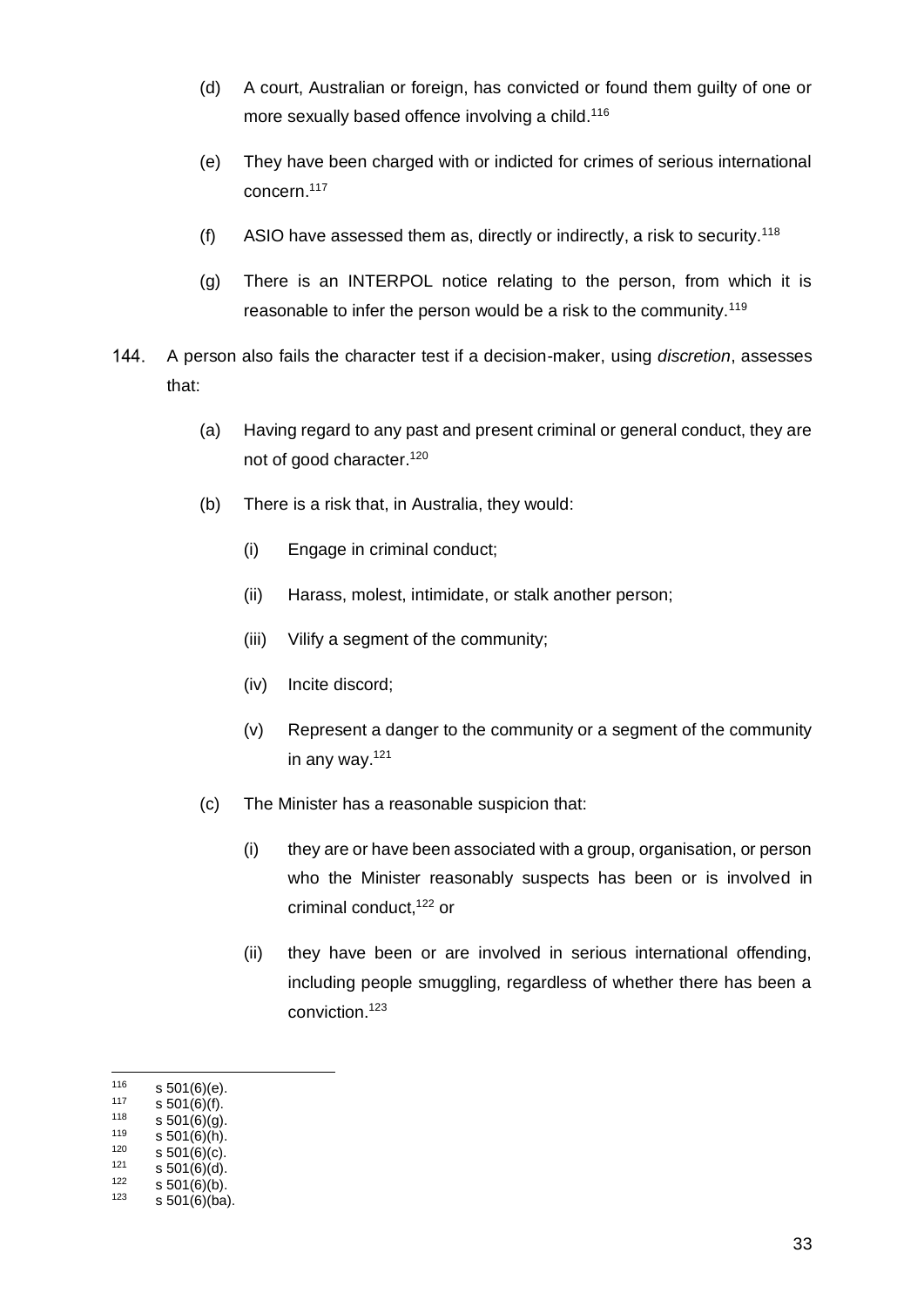(d) A court, Australian or foreign, has convicted or found them guilty of one or more sexually based offence involving a child.[116]

(e) They have been charged with or indicted for crimes of serious international concern.[117]

(f) ASIO have assessed them as, directly or indirectly, a risk to security.[118]

(g) There is an INTERPOL notice relating to the person, from which it is reasonable to infer the person would be a risk to the community.[119]

144. A person also fails the character test if a decision-maker, using *discretion*, assesses that:

(a) Having regard to any past and present criminal or general conduct, they are not of good character.[120]

(b) There is a risk that, in Australia, they would:

(i) Engage in criminal conduct;

(ii) Harass, molest, intimidate, or stalk another person;

(iii) Vilify a segment of the community;

(iv) Incite discord;

(v) Represent a danger to the community or a segment of the community in any way.[121]

(c) The Minister has a reasonable suspicion that:

(i) they are or have been associated with a group, organisation, or person who the Minister reasonably suspects has been or is involved in criminal conduct,[122] or

(ii) they have been or are involved in serious international offending, including people smuggling, regardless of whether there has been a conviction.[123]

---

[116] s 501(6)(e).
[117] s 501(6)(f).
[118] s 501(6)(g).
[119] s 501(6)(h).
[120] s 501(6)(c).
[121] s 501(6)(d).
[122] s 501(6)(b).
[123] s 501(6)(ba).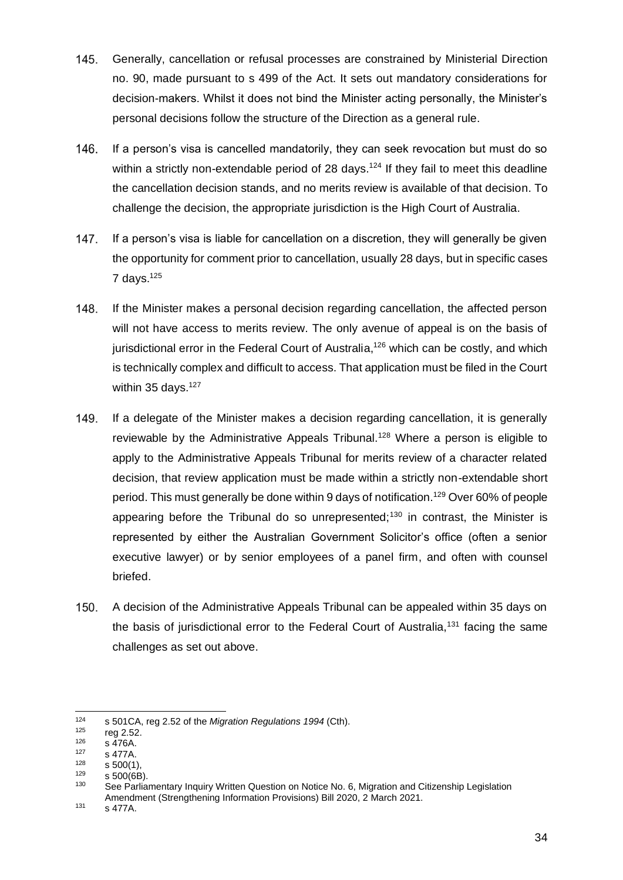145. Generally, cancellation or refusal processes are constrained by Ministerial Direction no. 90, made pursuant to s 499 of the Act. It sets out mandatory considerations for decision-makers. Whilst it does not bind the Minister acting personally, the Minister's personal decisions follow the structure of the Direction as a general rule.

146. If a person's visa is cancelled mandatorily, they can seek revocation but must do so within a strictly non-extendable period of 28 days.[124] If they fail to meet this deadline the cancellation decision stands, and no merits review is available of that decision. To challenge the decision, the appropriate jurisdiction is the High Court of Australia.

147. If a person's visa is liable for cancellation on a discretion, they will generally be given the opportunity for comment prior to cancellation, usually 28 days, but in specific cases 7 days.[125]

148. If the Minister makes a personal decision regarding cancellation, the affected person will not have access to merits review. The only avenue of appeal is on the basis of jurisdictional error in the Federal Court of Australia,[126] which can be costly, and which is technically complex and difficult to access. That application must be filed in the Court within 35 days.[127]

149. If a delegate of the Minister makes a decision regarding cancellation, it is generally reviewable by the Administrative Appeals Tribunal.[128] Where a person is eligible to apply to the Administrative Appeals Tribunal for merits review of a character related decision, that review application must be made within a strictly non-extendable short period. This must generally be done within 9 days of notification.[129] Over 60% of people appearing before the Tribunal do so unrepresented;[130] in contrast, the Minister is represented by either the Australian Government Solicitor's office (often a senior executive lawyer) or by senior employees of a panel firm, and often with counsel briefed.

150. A decision of the Administrative Appeals Tribunal can be appealed within 35 days on the basis of jurisdictional error to the Federal Court of Australia,[131] facing the same challenges as set out above.

---

[124] s 501CA, reg 2.52 of the *Migration Regulations 1994* (Cth).
[125] reg 2.52.
[126] s 476A.
[127] s 477A.
[128] s 500(1),
[129] s 500(6B).
[130] See Parliamentary Inquiry Written Question on Notice No. 6, Migration and Citizenship Legislation Amendment (Strengthening Information Provisions) Bill 2020, 2 March 2021.
[131] s 477A.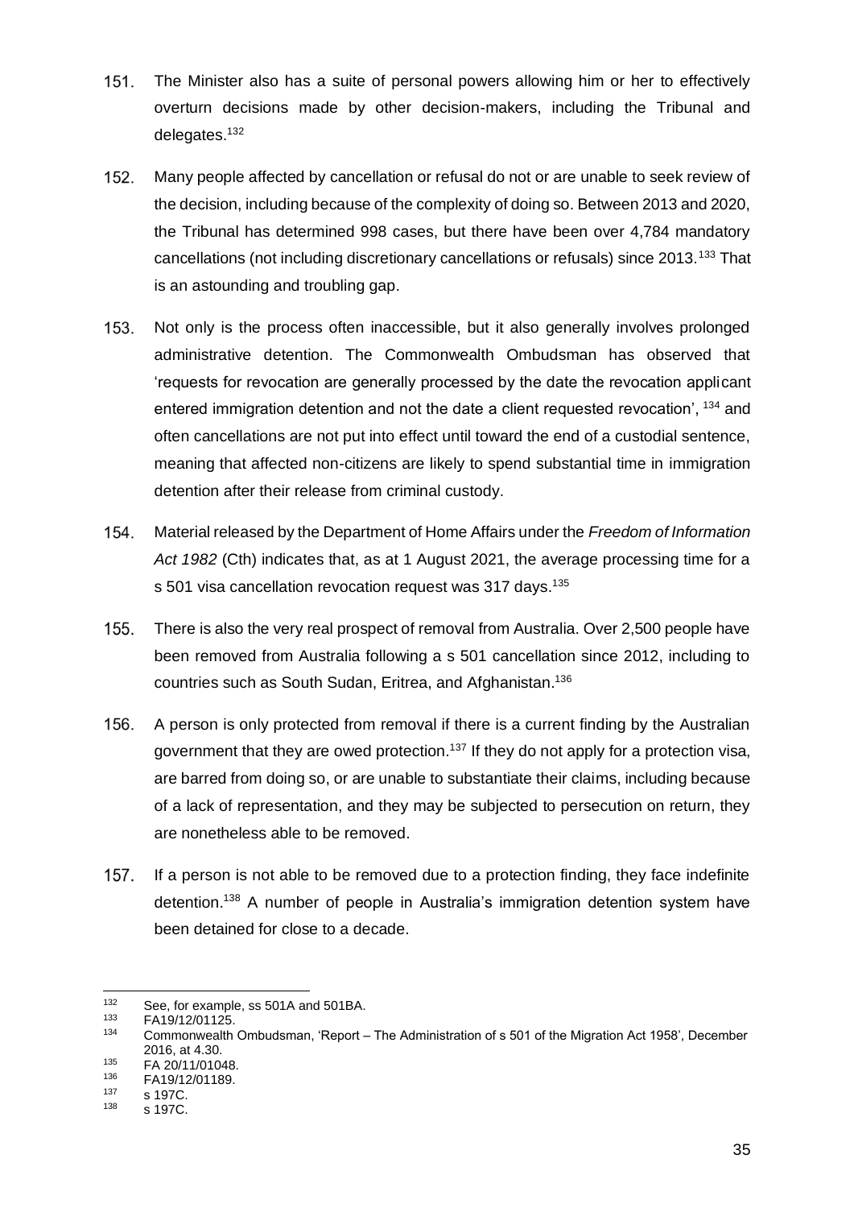151. The Minister also has a suite of personal powers allowing him or her to effectively overturn decisions made by other decision-makers, including the Tribunal and delegates.[132]

152. Many people affected by cancellation or refusal do not or are unable to seek review of the decision, including because of the complexity of doing so. Between 2013 and 2020, the Tribunal has determined 998 cases, but there have been over 4,784 mandatory cancellations (not including discretionary cancellations or refusals) since 2013.[133] That is an astounding and troubling gap.

153. Not only is the process often inaccessible, but it also generally involves prolonged administrative detention. The Commonwealth Ombudsman has observed that 'requests for revocation are generally processed by the date the revocation applicant entered immigration detention and not the date a client requested revocation', [134] and often cancellations are not put into effect until toward the end of a custodial sentence, meaning that affected non-citizens are likely to spend substantial time in immigration detention after their release from criminal custody.

154. Material released by the Department of Home Affairs under the *Freedom of Information Act 1982* (Cth) indicates that, as at 1 August 2021, the average processing time for a s 501 visa cancellation revocation request was 317 days.[135]

155. There is also the very real prospect of removal from Australia. Over 2,500 people have been removed from Australia following a s 501 cancellation since 2012, including to countries such as South Sudan, Eritrea, and Afghanistan.[136]

156. A person is only protected from removal if there is a current finding by the Australian government that they are owed protection.[137] If they do not apply for a protection visa, are barred from doing so, or are unable to substantiate their claims, including because of a lack of representation, and they may be subjected to persecution on return, they are nonetheless able to be removed.

157. If a person is not able to be removed due to a protection finding, they face indefinite detention.[138] A number of people in Australia's immigration detention system have been detained for close to a decade.

---

[132] See, for example, ss 501A and 501BA.

[133] FA19/12/01125.

[134] Commonwealth Ombudsman, 'Report – The Administration of s 501 of the Migration Act 1958', December 2016, at 4.30.

[135] FA 20/11/01048.

[136] FA19/12/01189.

[137] s 197C.

[138] s 197C.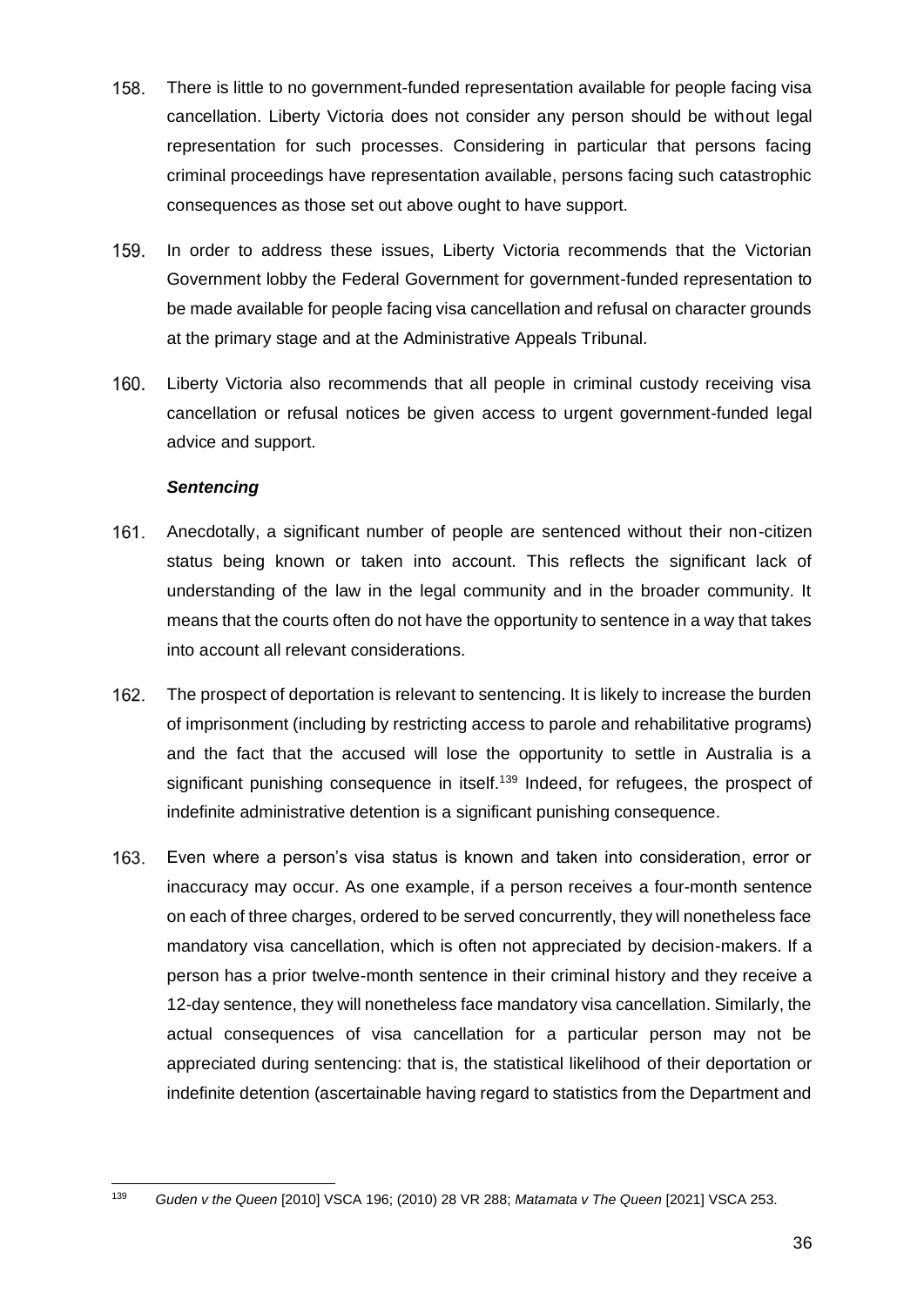158. There is little to no government-funded representation available for people facing visa cancellation. Liberty Victoria does not consider any person should be without legal representation for such processes. Considering in particular that persons facing criminal proceedings have representation available, persons facing such catastrophic consequences as those set out above ought to have support.

159. In order to address these issues, Liberty Victoria recommends that the Victorian Government lobby the Federal Government for government-funded representation to be made available for people facing visa cancellation and refusal on character grounds at the primary stage and at the Administrative Appeals Tribunal.

160. Liberty Victoria also recommends that all people in criminal custody receiving visa cancellation or refusal notices be given access to urgent government-funded legal advice and support.

### *Sentencing*

161. Anecdotally, a significant number of people are sentenced without their non-citizen status being known or taken into account. This reflects the significant lack of understanding of the law in the legal community and in the broader community. It means that the courts often do not have the opportunity to sentence in a way that takes into account all relevant considerations.

162. The prospect of deportation is relevant to sentencing. It is likely to increase the burden of imprisonment (including by restricting access to parole and rehabilitative programs) and the fact that the accused will lose the opportunity to settle in Australia is a significant punishing consequence in itself.[139] Indeed, for refugees, the prospect of indefinite administrative detention is a significant punishing consequence.

163. Even where a person's visa status is known and taken into consideration, error or inaccuracy may occur. As one example, if a person receives a four-month sentence on each of three charges, ordered to be served concurrently, they will nonetheless face mandatory visa cancellation, which is often not appreciated by decision-makers. If a person has a prior twelve-month sentence in their criminal history and they receive a 12-day sentence, they will nonetheless face mandatory visa cancellation. Similarly, the actual consequences of visa cancellation for a particular person may not be appreciated during sentencing: that is, the statistical likelihood of their deportation or indefinite detention (ascertainable having regard to statistics from the Department and

---

[139] *Guden v the Queen* [2010] VSCA 196; (2010) 28 VR 288; *Matamata v The Queen* [2021] VSCA 253.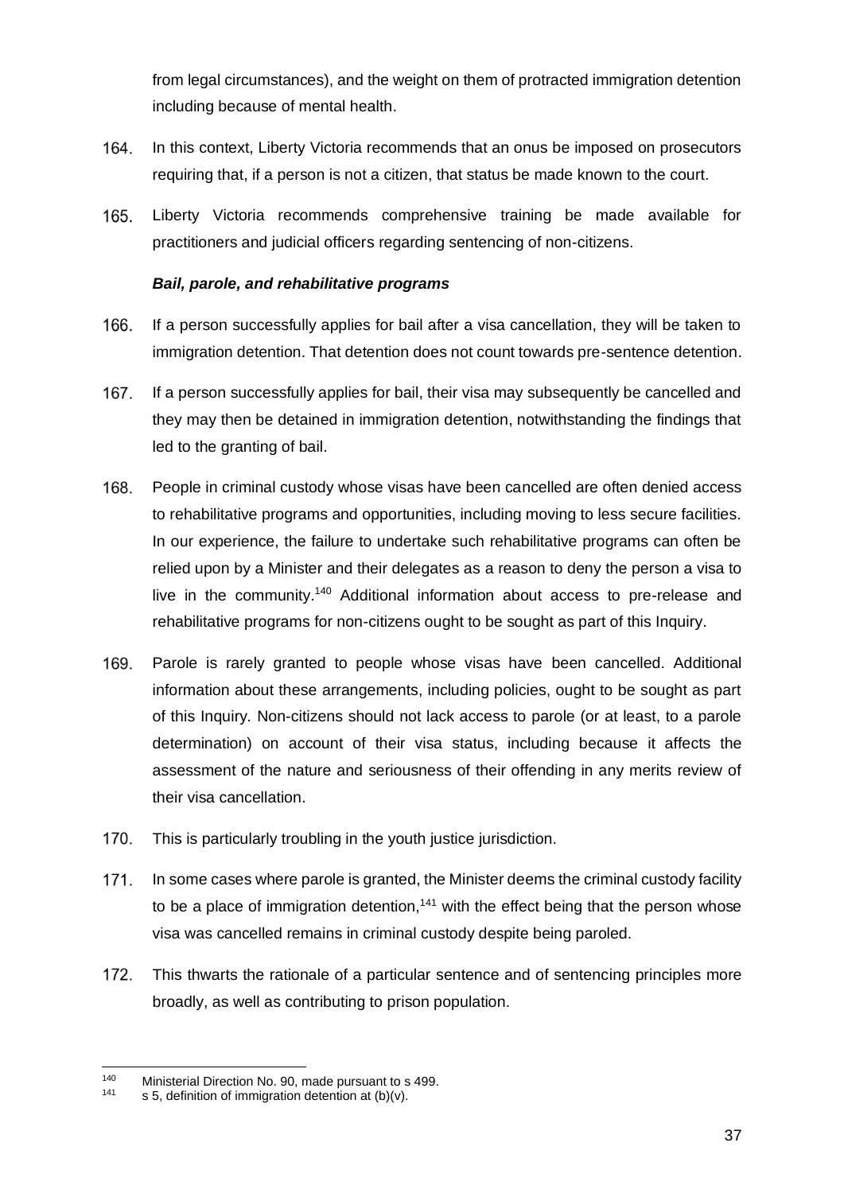from legal circumstances), and the weight on them of protracted immigration detention including because of mental health.

164. In this context, Liberty Victoria recommends that an onus be imposed on prosecutors requiring that, if a person is not a citizen, that status be made known to the court.

165. Liberty Victoria recommends comprehensive training be made available for practitioners and judicial officers regarding sentencing of non-citizens.

***Bail, parole, and rehabilitative programs***

166. If a person successfully applies for bail after a visa cancellation, they will be taken to immigration detention. That detention does not count towards pre-sentence detention.

167. If a person successfully applies for bail, their visa may subsequently be cancelled and they may then be detained in immigration detention, notwithstanding the findings that led to the granting of bail.

168. People in criminal custody whose visas have been cancelled are often denied access to rehabilitative programs and opportunities, including moving to less secure facilities. In our experience, the failure to undertake such rehabilitative programs can often be relied upon by a Minister and their delegates as a reason to deny the person a visa to live in the community.[140] Additional information about access to pre-release and rehabilitative programs for non-citizens ought to be sought as part of this Inquiry.

169. Parole is rarely granted to people whose visas have been cancelled. Additional information about these arrangements, including policies, ought to be sought as part of this Inquiry. Non-citizens should not lack access to parole (or at least, to a parole determination) on account of their visa status, including because it affects the assessment of the nature and seriousness of their offending in any merits review of their visa cancellation.

170. This is particularly troubling in the youth justice jurisdiction.

171. In some cases where parole is granted, the Minister deems the criminal custody facility to be a place of immigration detention,[141] with the effect being that the person whose visa was cancelled remains in criminal custody despite being paroled.

172. This thwarts the rationale of a particular sentence and of sentencing principles more broadly, as well as contributing to prison population.

---

[140] Ministerial Direction No. 90, made pursuant to s 499.

[141] s 5, definition of immigration detention at (b)(v).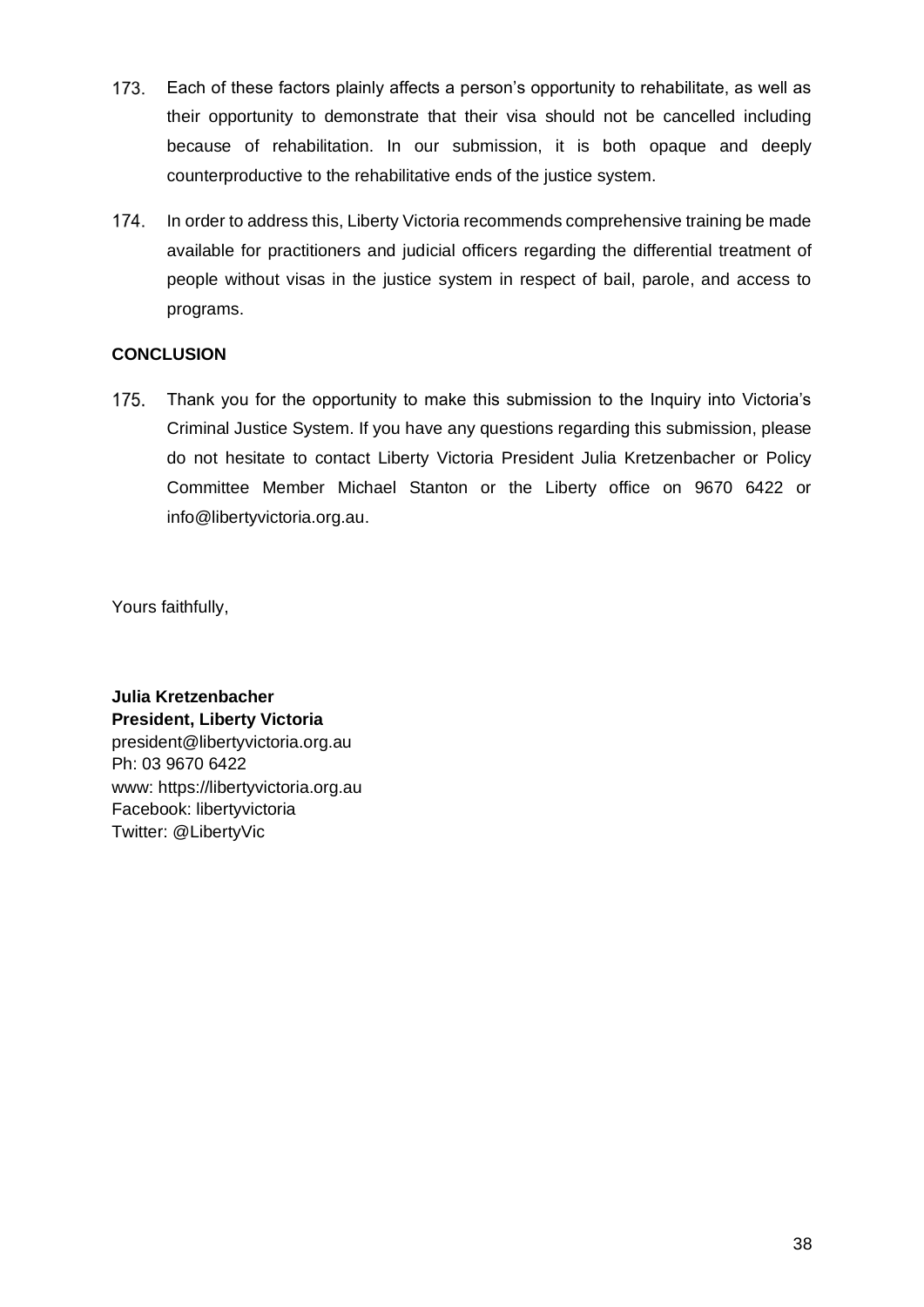173. Each of these factors plainly affects a person's opportunity to rehabilitate, as well as their opportunity to demonstrate that their visa should not be cancelled including because of rehabilitation. In our submission, it is both opaque and deeply counterproductive to the rehabilitative ends of the justice system.

174. In order to address this, Liberty Victoria recommends comprehensive training be made available for practitioners and judicial officers regarding the differential treatment of people without visas in the justice system in respect of bail, parole, and access to programs.

**CONCLUSION**

175. Thank you for the opportunity to make this submission to the Inquiry into Victoria's Criminal Justice System. If you have any questions regarding this submission, please do not hesitate to contact Liberty Victoria President Julia Kretzenbacher or Policy Committee Member Michael Stanton or the Liberty office on 9670 6422 or info@libertyvictoria.org.au.

Yours faithfully,

**Julia Kretzenbacher**
**President, Liberty Victoria**
president@libertyvictoria.org.au
Ph: 03 9670 6422
www: https://libertyvictoria.org.au
Facebook: libertyvictoria
Twitter: @LibertyVic